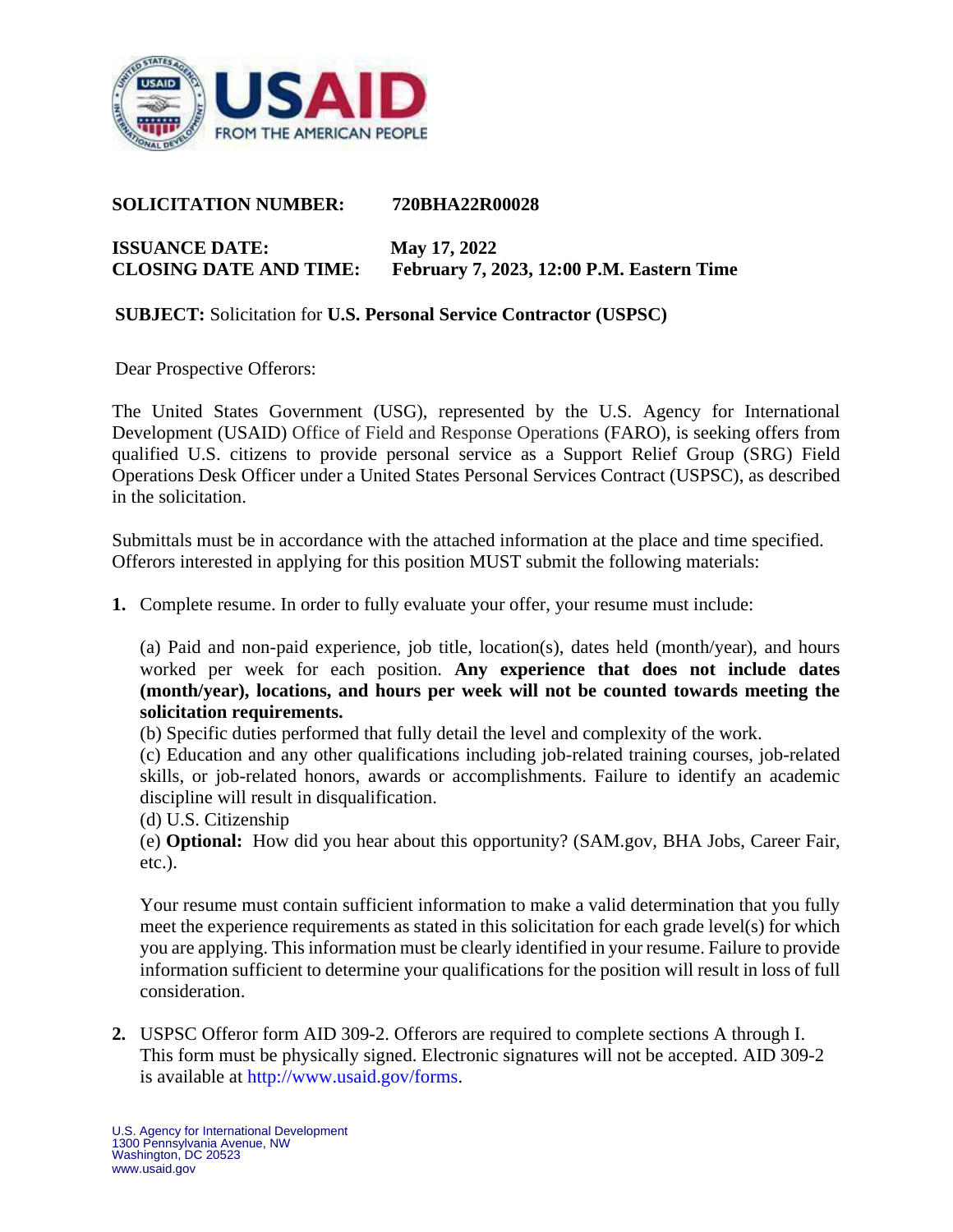**SOLICITATION NUMBER:** 720BHA22R00028

**ISSUANCE DATE:** May 17, 2022
**CLOSING DATE AND TIME:** February 7, 2023, 12:00 P.M. Eastern Time

**SUBJECT:** Solicitation for **U.S. Personal Service Contractor (USPSC)**

Dear Prospective Offerors:

The United States Government (USG), represented by the U.S. Agency for International Development (USAID) Office of Field and Response Operations (FARO), is seeking offers from qualified U.S. citizens to provide personal service as a Support Relief Group (SRG) Field Operations Desk Officer under a United States Personal Services Contract (USPSC), as described in the solicitation.

Submittals must be in accordance with the attached information at the place and time specified. Offerors interested in applying for this position MUST submit the following materials:

1. Complete resume. In order to fully evaluate your offer, your resume must include:

   (a) Paid and non-paid experience, job title, location(s), dates held (month/year), and hours worked per week for each position. **Any experience that does not include dates (month/year), locations, and hours per week will not be counted towards meeting the solicitation requirements.**
   (b) Specific duties performed that fully detail the level and complexity of the work.
   (c) Education and any other qualifications including job-related training courses, job-related skills, or job-related honors, awards or accomplishments. Failure to identify an academic discipline will result in disqualification.
   (d) U.S. Citizenship
   (e) **Optional:** How did you hear about this opportunity? (SAM.gov, BHA Jobs, Career Fair, etc.).

   Your resume must contain sufficient information to make a valid determination that you fully meet the experience requirements as stated in this solicitation for each grade level(s) for which you are applying. This information must be clearly identified in your resume. Failure to provide information sufficient to determine your qualifications for the position will result in loss of full consideration.

2. USPSC Offeror form AID 309-2. Offerors are required to complete sections A through I. This form must be physically signed. Electronic signatures will not be accepted. AID 309-2 is available at http://www.usaid.gov/forms.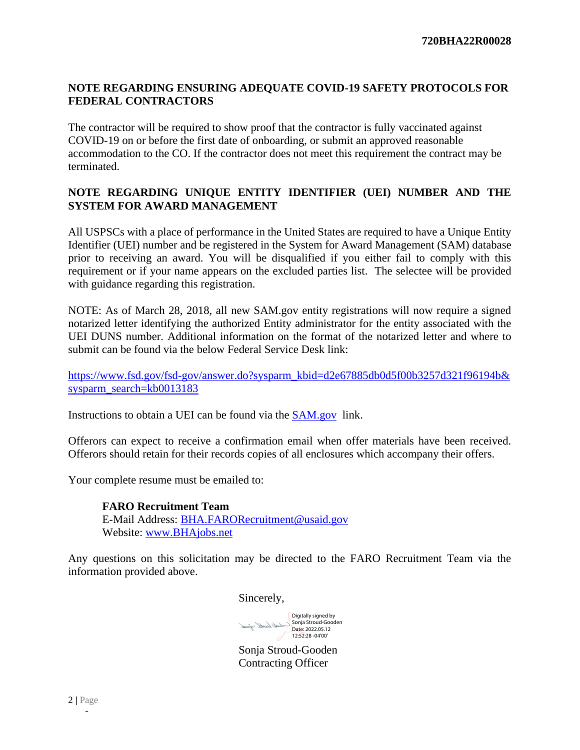## NOTE REGARDING ENSURING ADEQUATE COVID-19 SAFETY PROTOCOLS FOR FEDERAL CONTRACTORS

The contractor will be required to show proof that the contractor is fully vaccinated against COVID-19 on or before the first date of onboarding, or submit an approved reasonable accommodation to the CO. If the contractor does not meet this requirement the contract may be terminated.

## NOTE REGARDING UNIQUE ENTITY IDENTIFIER (UEI) NUMBER AND THE SYSTEM FOR AWARD MANAGEMENT

All USPSCs with a place of performance in the United States are required to have a Unique Entity Identifier (UEI) number and be registered in the System for Award Management (SAM) database prior to receiving an award. You will be disqualified if you either fail to comply with this requirement or if your name appears on the excluded parties list. The selectee will be provided with guidance regarding this registration.

NOTE: As of March 28, 2018, all new SAM.gov entity registrations will now require a signed notarized letter identifying the authorized Entity administrator for the entity associated with the UEI DUNS number. Additional information on the format of the notarized letter and where to submit can be found via the below Federal Service Desk link:

https://www.fsd.gov/fsd-gov/answer.do?sysparm_kbid=d2e67885db0d5f00b3257d321f96194b&sysparm_search=kb0013183

Instructions to obtain a UEI can be found via the SAM.gov link.

Offerors can expect to receive a confirmation email when offer materials have been received. Offerors should retain for their records copies of all enclosures which accompany their offers.

Your complete resume must be emailed to:

**FARO Recruitment Team**
E-Mail Address: BHA.FARORecruitment@usaid.gov
Website: www.BHAjobs.net

Any questions on this solicitation may be directed to the FARO Recruitment Team via the information provided above.

Sincerely,

Digitally signed by Sonja Stroud-Gooden
Date: 2022.05.12 12:52:28 -04'00'

Sonja Stroud-Gooden
Contracting Officer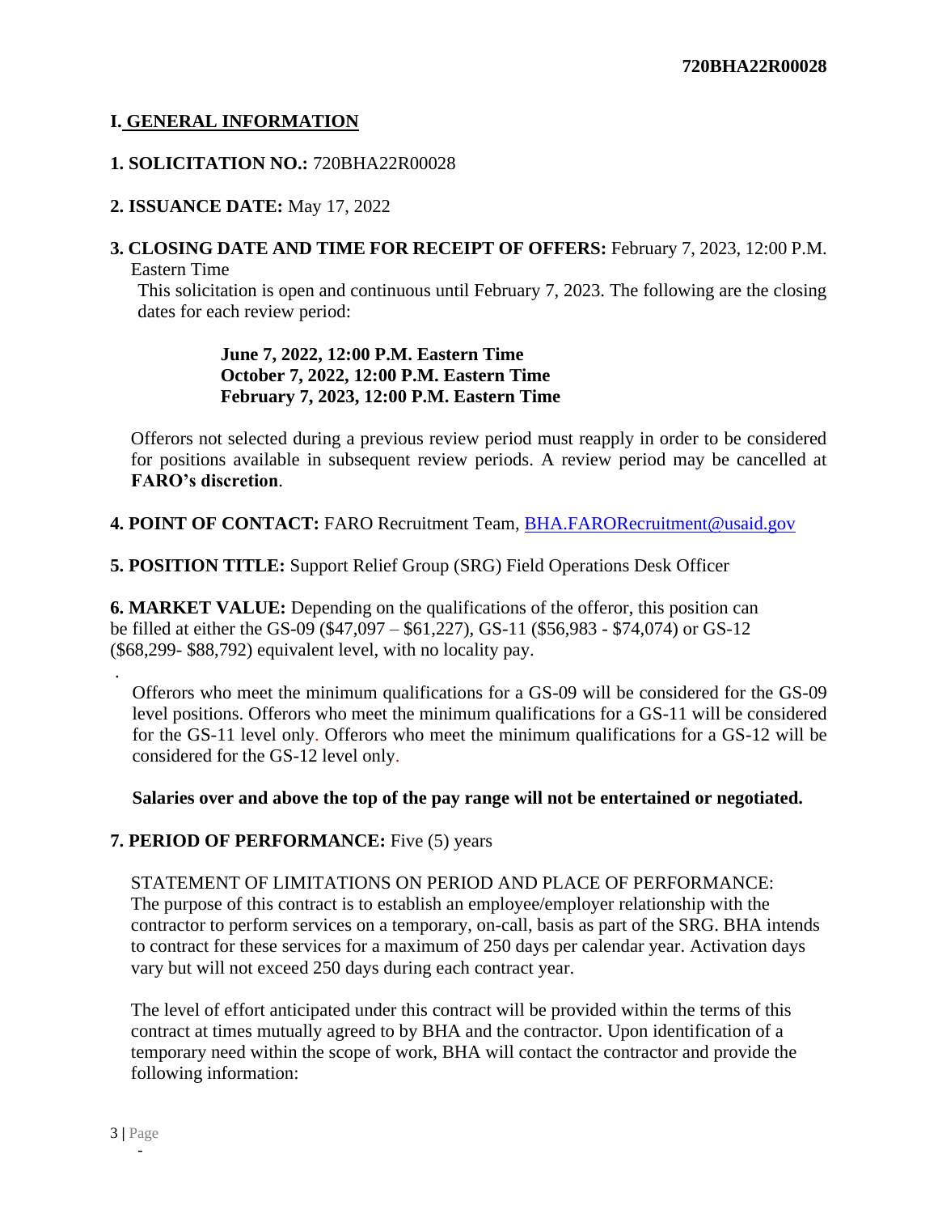## I. GENERAL INFORMATION

**1. SOLICITATION NO.:** 720BHA22R00028

**2. ISSUANCE DATE:** May 17, 2022

**3. CLOSING DATE AND TIME FOR RECEIPT OF OFFERS:** February 7, 2023, 12:00 P.M. Eastern Time

This solicitation is open and continuous until February 7, 2023. The following are the closing dates for each review period:

**June 7, 2022, 12:00 P.M. Eastern Time**
**October 7, 2022, 12:00 P.M. Eastern Time**
**February 7, 2023, 12:00 P.M. Eastern Time**

Offerors not selected during a previous review period must reapply in order to be considered for positions available in subsequent review periods. A review period may be cancelled at **FARO's discretion**.

**4. POINT OF CONTACT:** FARO Recruitment Team, BHA.FARORecruitment@usaid.gov

**5. POSITION TITLE:** Support Relief Group (SRG) Field Operations Desk Officer

**6. MARKET VALUE:** Depending on the qualifications of the offeror, this position can be filled at either the GS-09 ($47,097 – $61,227), GS-11 ($56,983 - $74,074) or GS-12 ($68,299- $88,792) equivalent level, with no locality pay.

Offerors who meet the minimum qualifications for a GS-09 will be considered for the GS-09 level positions. Offerors who meet the minimum qualifications for a GS-11 will be considered for the GS-11 level only. Offerors who meet the minimum qualifications for a GS-12 will be considered for the GS-12 level only.

**Salaries over and above the top of the pay range will not be entertained or negotiated.**

**7. PERIOD OF PERFORMANCE:** Five (5) years

STATEMENT OF LIMITATIONS ON PERIOD AND PLACE OF PERFORMANCE: The purpose of this contract is to establish an employee/employer relationship with the contractor to perform services on a temporary, on-call, basis as part of the SRG. BHA intends to contract for these services for a maximum of 250 days per calendar year. Activation days vary but will not exceed 250 days during each contract year.

The level of effort anticipated under this contract will be provided within the terms of this contract at times mutually agreed to by BHA and the contractor. Upon identification of a temporary need within the scope of work, BHA will contact the contractor and provide the following information: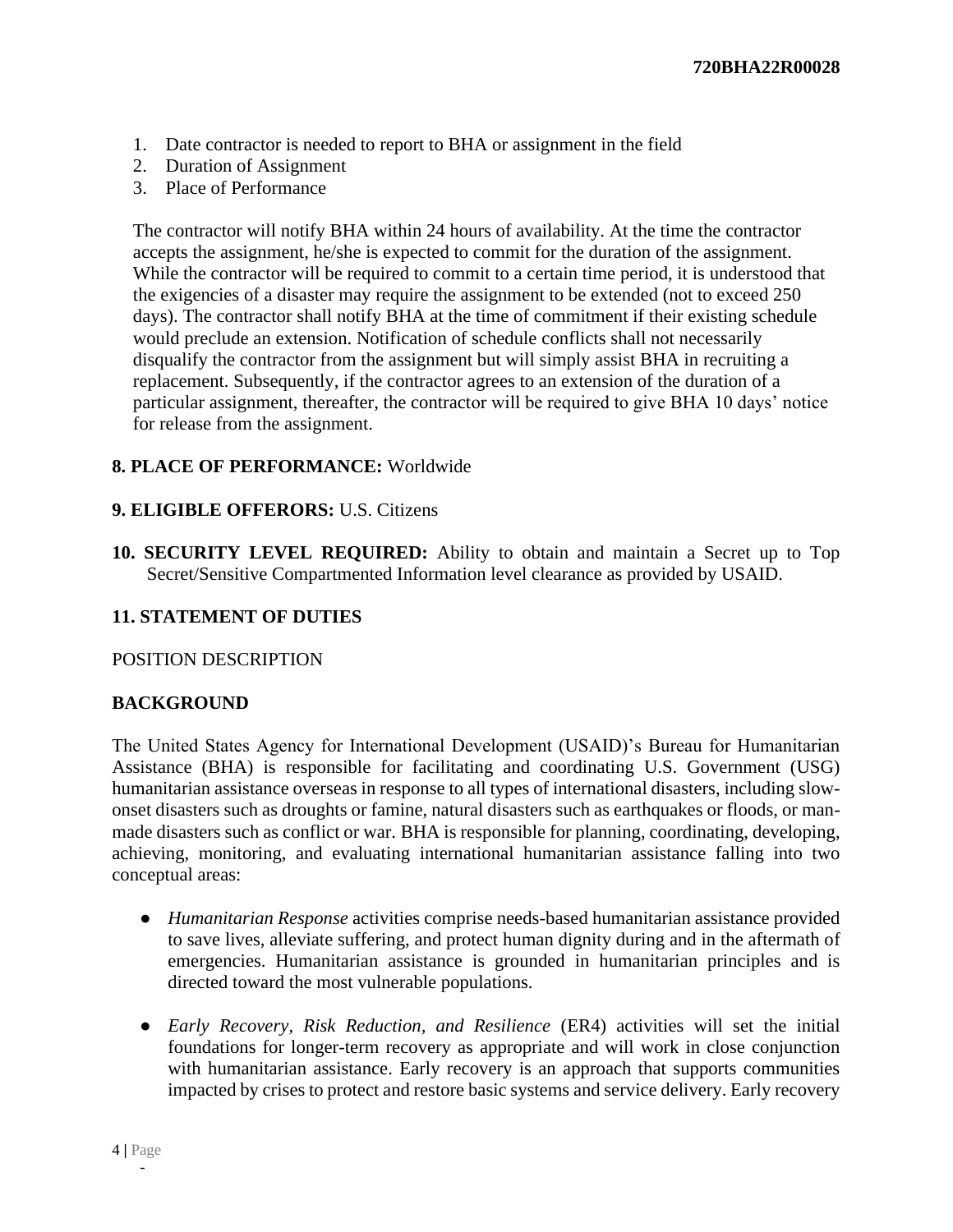1. Date contractor is needed to report to BHA or assignment in the field
2. Duration of Assignment
3. Place of Performance

The contractor will notify BHA within 24 hours of availability. At the time the contractor accepts the assignment, he/she is expected to commit for the duration of the assignment. While the contractor will be required to commit to a certain time period, it is understood that the exigencies of a disaster may require the assignment to be extended (not to exceed 250 days). The contractor shall notify BHA at the time of commitment if their existing schedule would preclude an extension. Notification of schedule conflicts shall not necessarily disqualify the contractor from the assignment but will simply assist BHA in recruiting a replacement. Subsequently, if the contractor agrees to an extension of the duration of a particular assignment, thereafter, the contractor will be required to give BHA 10 days' notice for release from the assignment.

**8. PLACE OF PERFORMANCE:** Worldwide

**9. ELIGIBLE OFFERORS:** U.S. Citizens

**10. SECURITY LEVEL REQUIRED:** Ability to obtain and maintain a Secret up to Top Secret/Sensitive Compartmented Information level clearance as provided by USAID.

**11. STATEMENT OF DUTIES**

POSITION DESCRIPTION

**BACKGROUND**

The United States Agency for International Development (USAID)'s Bureau for Humanitarian Assistance (BHA) is responsible for facilitating and coordinating U.S. Government (USG) humanitarian assistance overseas in response to all types of international disasters, including slow-onset disasters such as droughts or famine, natural disasters such as earthquakes or floods, or man-made disasters such as conflict or war. BHA is responsible for planning, coordinating, developing, achieving, monitoring, and evaluating international humanitarian assistance falling into two conceptual areas:

- *Humanitarian Response* activities comprise needs-based humanitarian assistance provided to save lives, alleviate suffering, and protect human dignity during and in the aftermath of emergencies. Humanitarian assistance is grounded in humanitarian principles and is directed toward the most vulnerable populations.

- *Early Recovery, Risk Reduction, and Resilience* (ER4) activities will set the initial foundations for longer-term recovery as appropriate and will work in close conjunction with humanitarian assistance. Early recovery is an approach that supports communities impacted by crises to protect and restore basic systems and service delivery. Early recovery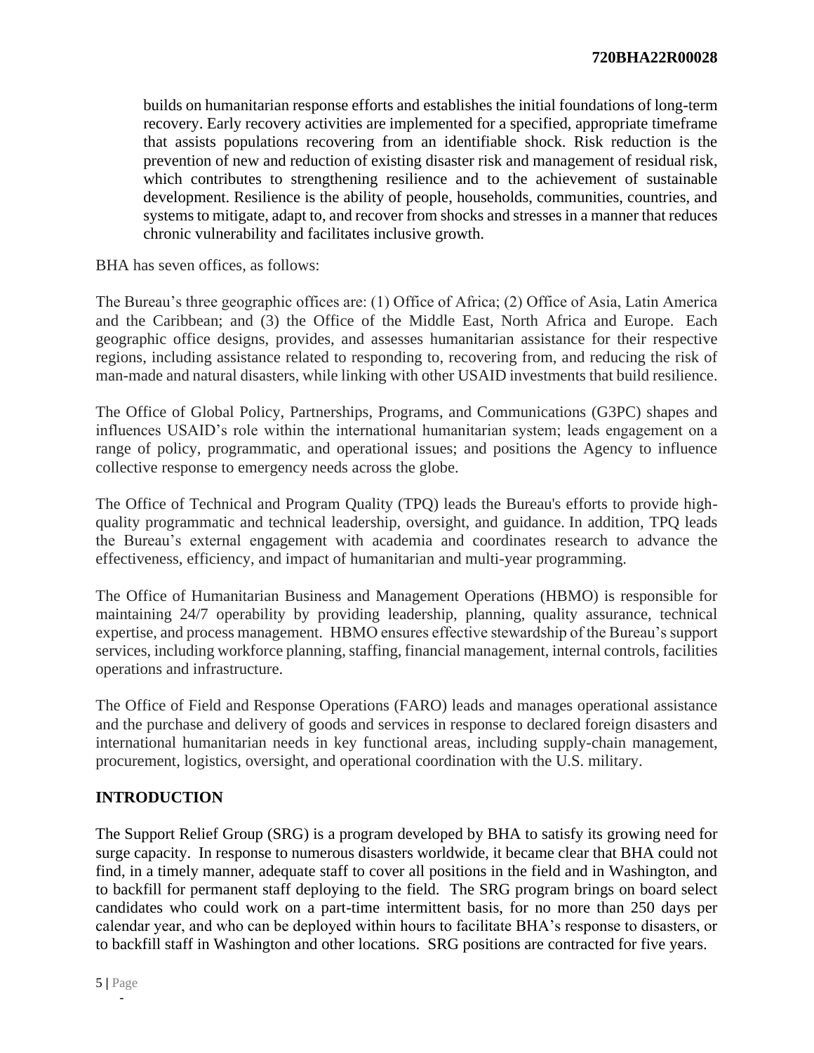builds on humanitarian response efforts and establishes the initial foundations of long-term recovery. Early recovery activities are implemented for a specified, appropriate timeframe that assists populations recovering from an identifiable shock. Risk reduction is the prevention of new and reduction of existing disaster risk and management of residual risk, which contributes to strengthening resilience and to the achievement of sustainable development. Resilience is the ability of people, households, communities, countries, and systems to mitigate, adapt to, and recover from shocks and stresses in a manner that reduces chronic vulnerability and facilitates inclusive growth.

BHA has seven offices, as follows:

The Bureau's three geographic offices are: (1) Office of Africa; (2) Office of Asia, Latin America and the Caribbean; and (3) the Office of the Middle East, North Africa and Europe. Each geographic office designs, provides, and assesses humanitarian assistance for their respective regions, including assistance related to responding to, recovering from, and reducing the risk of man-made and natural disasters, while linking with other USAID investments that build resilience.

The Office of Global Policy, Partnerships, Programs, and Communications (G3PC) shapes and influences USAID's role within the international humanitarian system; leads engagement on a range of policy, programmatic, and operational issues; and positions the Agency to influence collective response to emergency needs across the globe.

The Office of Technical and Program Quality (TPQ) leads the Bureau's efforts to provide high-quality programmatic and technical leadership, oversight, and guidance. In addition, TPQ leads the Bureau's external engagement with academia and coordinates research to advance the effectiveness, efficiency, and impact of humanitarian and multi-year programming.

The Office of Humanitarian Business and Management Operations (HBMO) is responsible for maintaining 24/7 operability by providing leadership, planning, quality assurance, technical expertise, and process management. HBMO ensures effective stewardship of the Bureau's support services, including workforce planning, staffing, financial management, internal controls, facilities operations and infrastructure.

The Office of Field and Response Operations (FARO) leads and manages operational assistance and the purchase and delivery of goods and services in response to declared foreign disasters and international humanitarian needs in key functional areas, including supply-chain management, procurement, logistics, oversight, and operational coordination with the U.S. military.

## INTRODUCTION

The Support Relief Group (SRG) is a program developed by BHA to satisfy its growing need for surge capacity. In response to numerous disasters worldwide, it became clear that BHA could not find, in a timely manner, adequate staff to cover all positions in the field and in Washington, and to backfill for permanent staff deploying to the field. The SRG program brings on board select candidates who could work on a part-time intermittent basis, for no more than 250 days per calendar year, and who can be deployed within hours to facilitate BHA's response to disasters, or to backfill staff in Washington and other locations. SRG positions are contracted for five years.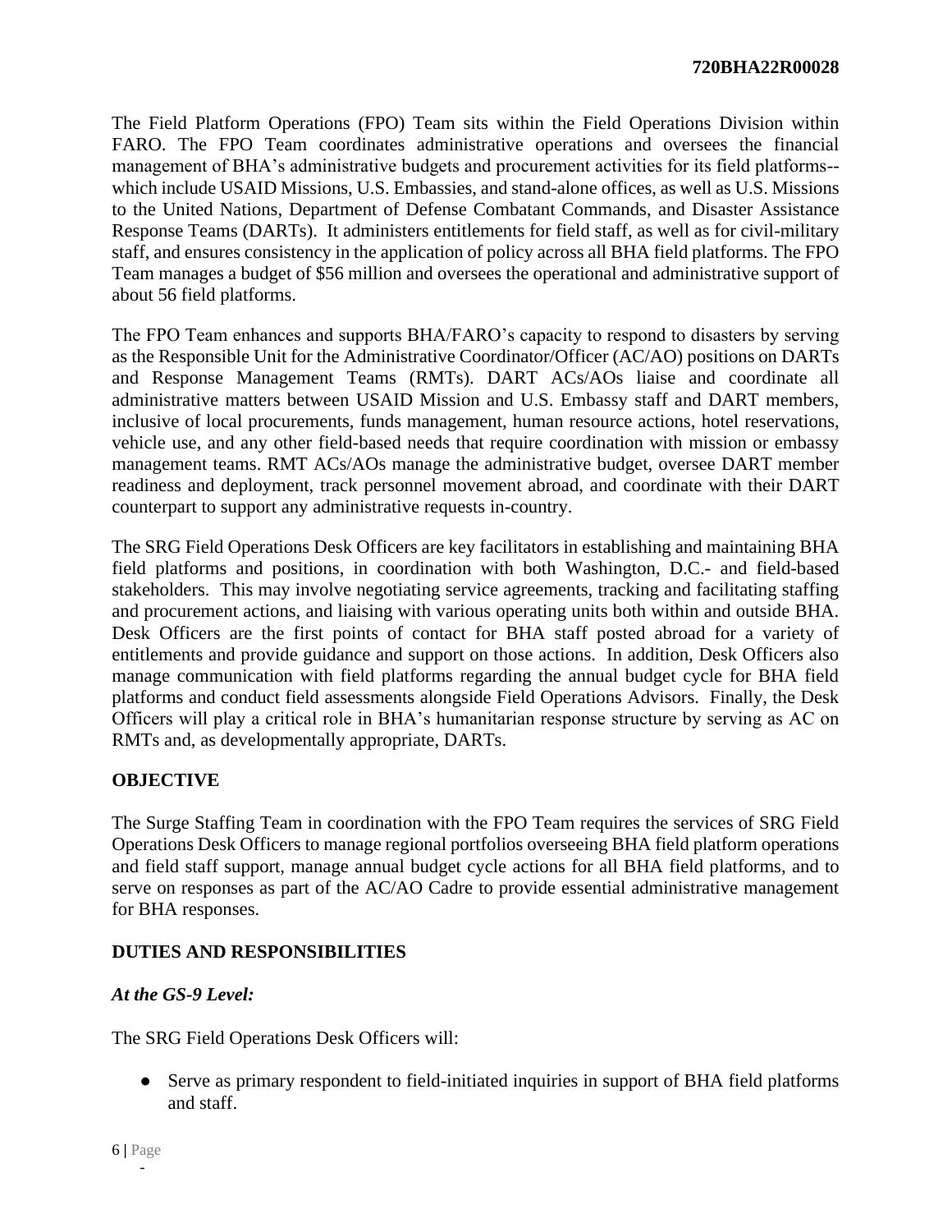The Field Platform Operations (FPO) Team sits within the Field Operations Division within FARO. The FPO Team coordinates administrative operations and oversees the financial management of BHA's administrative budgets and procurement activities for its field platforms--which include USAID Missions, U.S. Embassies, and stand-alone offices, as well as U.S. Missions to the United Nations, Department of Defense Combatant Commands, and Disaster Assistance Response Teams (DARTs). It administers entitlements for field staff, as well as for civil-military staff, and ensures consistency in the application of policy across all BHA field platforms. The FPO Team manages a budget of $56 million and oversees the operational and administrative support of about 56 field platforms.

The FPO Team enhances and supports BHA/FARO's capacity to respond to disasters by serving as the Responsible Unit for the Administrative Coordinator/Officer (AC/AO) positions on DARTs and Response Management Teams (RMTs). DART ACs/AOs liaise and coordinate all administrative matters between USAID Mission and U.S. Embassy staff and DART members, inclusive of local procurements, funds management, human resource actions, hotel reservations, vehicle use, and any other field-based needs that require coordination with mission or embassy management teams. RMT ACs/AOs manage the administrative budget, oversee DART member readiness and deployment, track personnel movement abroad, and coordinate with their DART counterpart to support any administrative requests in-country.

The SRG Field Operations Desk Officers are key facilitators in establishing and maintaining BHA field platforms and positions, in coordination with both Washington, D.C.- and field-based stakeholders. This may involve negotiating service agreements, tracking and facilitating staffing and procurement actions, and liaising with various operating units both within and outside BHA. Desk Officers are the first points of contact for BHA staff posted abroad for a variety of entitlements and provide guidance and support on those actions. In addition, Desk Officers also manage communication with field platforms regarding the annual budget cycle for BHA field platforms and conduct field assessments alongside Field Operations Advisors. Finally, the Desk Officers will play a critical role in BHA's humanitarian response structure by serving as AC on RMTs and, as developmentally appropriate, DARTs.

## OBJECTIVE

The Surge Staffing Team in coordination with the FPO Team requires the services of SRG Field Operations Desk Officers to manage regional portfolios overseeing BHA field platform operations and field staff support, manage annual budget cycle actions for all BHA field platforms, and to serve on responses as part of the AC/AO Cadre to provide essential administrative management for BHA responses.

## DUTIES AND RESPONSIBILITIES

### *At the GS-9 Level:*

The SRG Field Operations Desk Officers will:

- Serve as primary respondent to field-initiated inquiries in support of BHA field platforms and staff.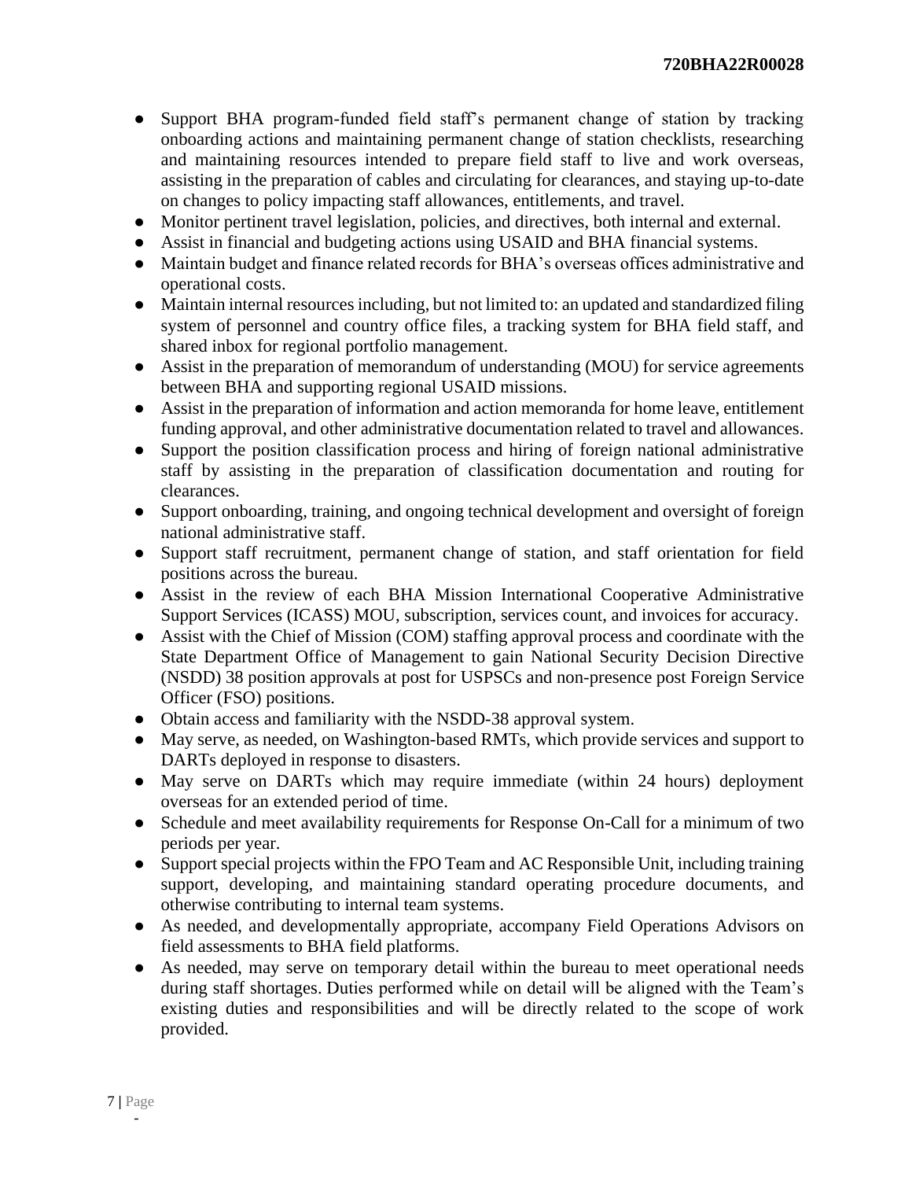- Support BHA program-funded field staff's permanent change of station by tracking onboarding actions and maintaining permanent change of station checklists, researching and maintaining resources intended to prepare field staff to live and work overseas, assisting in the preparation of cables and circulating for clearances, and staying up-to-date on changes to policy impacting staff allowances, entitlements, and travel.
- Monitor pertinent travel legislation, policies, and directives, both internal and external.
- Assist in financial and budgeting actions using USAID and BHA financial systems.
- Maintain budget and finance related records for BHA's overseas offices administrative and operational costs.
- Maintain internal resources including, but not limited to: an updated and standardized filing system of personnel and country office files, a tracking system for BHA field staff, and shared inbox for regional portfolio management.
- Assist in the preparation of memorandum of understanding (MOU) for service agreements between BHA and supporting regional USAID missions.
- Assist in the preparation of information and action memoranda for home leave, entitlement funding approval, and other administrative documentation related to travel and allowances.
- Support the position classification process and hiring of foreign national administrative staff by assisting in the preparation of classification documentation and routing for clearances.
- Support onboarding, training, and ongoing technical development and oversight of foreign national administrative staff.
- Support staff recruitment, permanent change of station, and staff orientation for field positions across the bureau.
- Assist in the review of each BHA Mission International Cooperative Administrative Support Services (ICASS) MOU, subscription, services count, and invoices for accuracy.
- Assist with the Chief of Mission (COM) staffing approval process and coordinate with the State Department Office of Management to gain National Security Decision Directive (NSDD) 38 position approvals at post for USPSCs and non-presence post Foreign Service Officer (FSO) positions.
- Obtain access and familiarity with the NSDD-38 approval system.
- May serve, as needed, on Washington-based RMTs, which provide services and support to DARTs deployed in response to disasters.
- May serve on DARTs which may require immediate (within 24 hours) deployment overseas for an extended period of time.
- Schedule and meet availability requirements for Response On-Call for a minimum of two periods per year.
- Support special projects within the FPO Team and AC Responsible Unit, including training support, developing, and maintaining standard operating procedure documents, and otherwise contributing to internal team systems.
- As needed, and developmentally appropriate, accompany Field Operations Advisors on field assessments to BHA field platforms.
- As needed, may serve on temporary detail within the bureau to meet operational needs during staff shortages. Duties performed while on detail will be aligned with the Team's existing duties and responsibilities and will be directly related to the scope of work provided.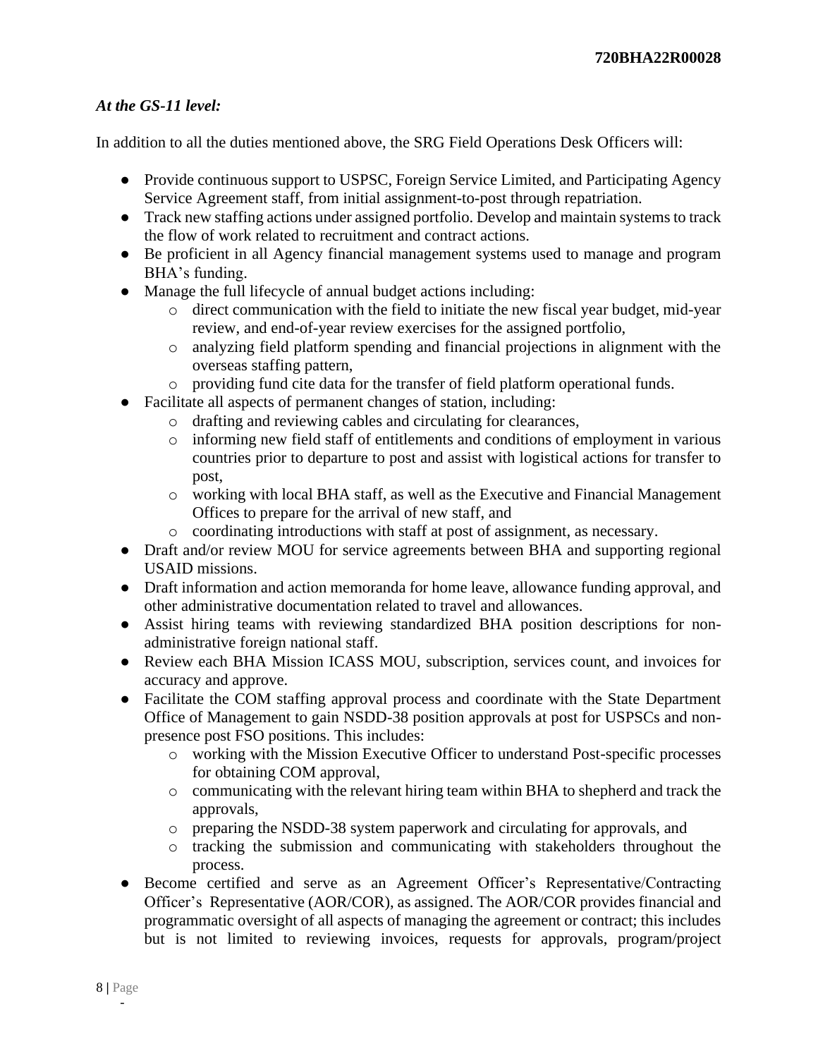***At the GS-11 level:***

In addition to all the duties mentioned above, the SRG Field Operations Desk Officers will:

- Provide continuous support to USPSC, Foreign Service Limited, and Participating Agency Service Agreement staff, from initial assignment-to-post through repatriation.
- Track new staffing actions under assigned portfolio. Develop and maintain systems to track the flow of work related to recruitment and contract actions.
- Be proficient in all Agency financial management systems used to manage and program BHA's funding.
- Manage the full lifecycle of annual budget actions including:
  - direct communication with the field to initiate the new fiscal year budget, mid-year review, and end-of-year review exercises for the assigned portfolio,
  - analyzing field platform spending and financial projections in alignment with the overseas staffing pattern,
  - providing fund cite data for the transfer of field platform operational funds.
- Facilitate all aspects of permanent changes of station, including:
  - drafting and reviewing cables and circulating for clearances,
  - informing new field staff of entitlements and conditions of employment in various countries prior to departure to post and assist with logistical actions for transfer to post,
  - working with local BHA staff, as well as the Executive and Financial Management Offices to prepare for the arrival of new staff, and
  - coordinating introductions with staff at post of assignment, as necessary.
- Draft and/or review MOU for service agreements between BHA and supporting regional USAID missions.
- Draft information and action memoranda for home leave, allowance funding approval, and other administrative documentation related to travel and allowances.
- Assist hiring teams with reviewing standardized BHA position descriptions for non-administrative foreign national staff.
- Review each BHA Mission ICASS MOU, subscription, services count, and invoices for accuracy and approve.
- Facilitate the COM staffing approval process and coordinate with the State Department Office of Management to gain NSDD-38 position approvals at post for USPSCs and non-presence post FSO positions. This includes:
  - working with the Mission Executive Officer to understand Post-specific processes for obtaining COM approval,
  - communicating with the relevant hiring team within BHA to shepherd and track the approvals,
  - preparing the NSDD-38 system paperwork and circulating for approvals, and
  - tracking the submission and communicating with stakeholders throughout the process.
- Become certified and serve as an Agreement Officer's Representative/Contracting Officer's Representative (AOR/COR), as assigned. The AOR/COR provides financial and programmatic oversight of all aspects of managing the agreement or contract; this includes but is not limited to reviewing invoices, requests for approvals, program/project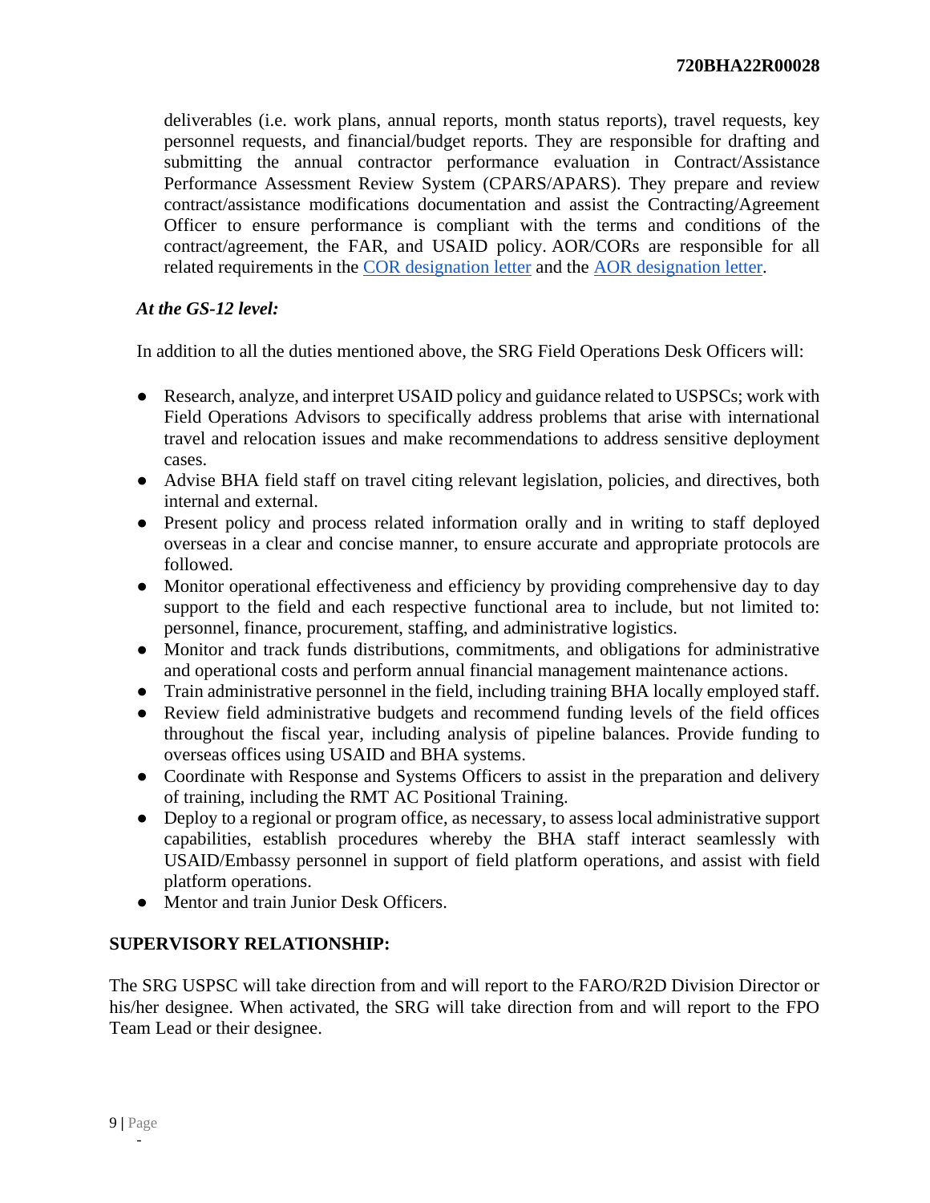deliverables (i.e. work plans, annual reports, month status reports), travel requests, key personnel requests, and financial/budget reports. They are responsible for drafting and submitting the annual contractor performance evaluation in Contract/Assistance Performance Assessment Review System (CPARS/APARS). They prepare and review contract/assistance modifications documentation and assist the Contracting/Agreement Officer to ensure performance is compliant with the terms and conditions of the contract/agreement, the FAR, and USAID policy. AOR/CORs are responsible for all related requirements in the COR designation letter and the AOR designation letter.

*At the GS-12 level:*

In addition to all the duties mentioned above, the SRG Field Operations Desk Officers will:

- Research, analyze, and interpret USAID policy and guidance related to USPSCs; work with Field Operations Advisors to specifically address problems that arise with international travel and relocation issues and make recommendations to address sensitive deployment cases.
- Advise BHA field staff on travel citing relevant legislation, policies, and directives, both internal and external.
- Present policy and process related information orally and in writing to staff deployed overseas in a clear and concise manner, to ensure accurate and appropriate protocols are followed.
- Monitor operational effectiveness and efficiency by providing comprehensive day to day support to the field and each respective functional area to include, but not limited to: personnel, finance, procurement, staffing, and administrative logistics.
- Monitor and track funds distributions, commitments, and obligations for administrative and operational costs and perform annual financial management maintenance actions.
- Train administrative personnel in the field, including training BHA locally employed staff.
- Review field administrative budgets and recommend funding levels of the field offices throughout the fiscal year, including analysis of pipeline balances. Provide funding to overseas offices using USAID and BHA systems.
- Coordinate with Response and Systems Officers to assist in the preparation and delivery of training, including the RMT AC Positional Training.
- Deploy to a regional or program office, as necessary, to assess local administrative support capabilities, establish procedures whereby the BHA staff interact seamlessly with USAID/Embassy personnel in support of field platform operations, and assist with field platform operations.
- Mentor and train Junior Desk Officers.

**SUPERVISORY RELATIONSHIP:**

The SRG USPSC will take direction from and will report to the FARO/R2D Division Director or his/her designee. When activated, the SRG will take direction from and will report to the FPO Team Lead or their designee.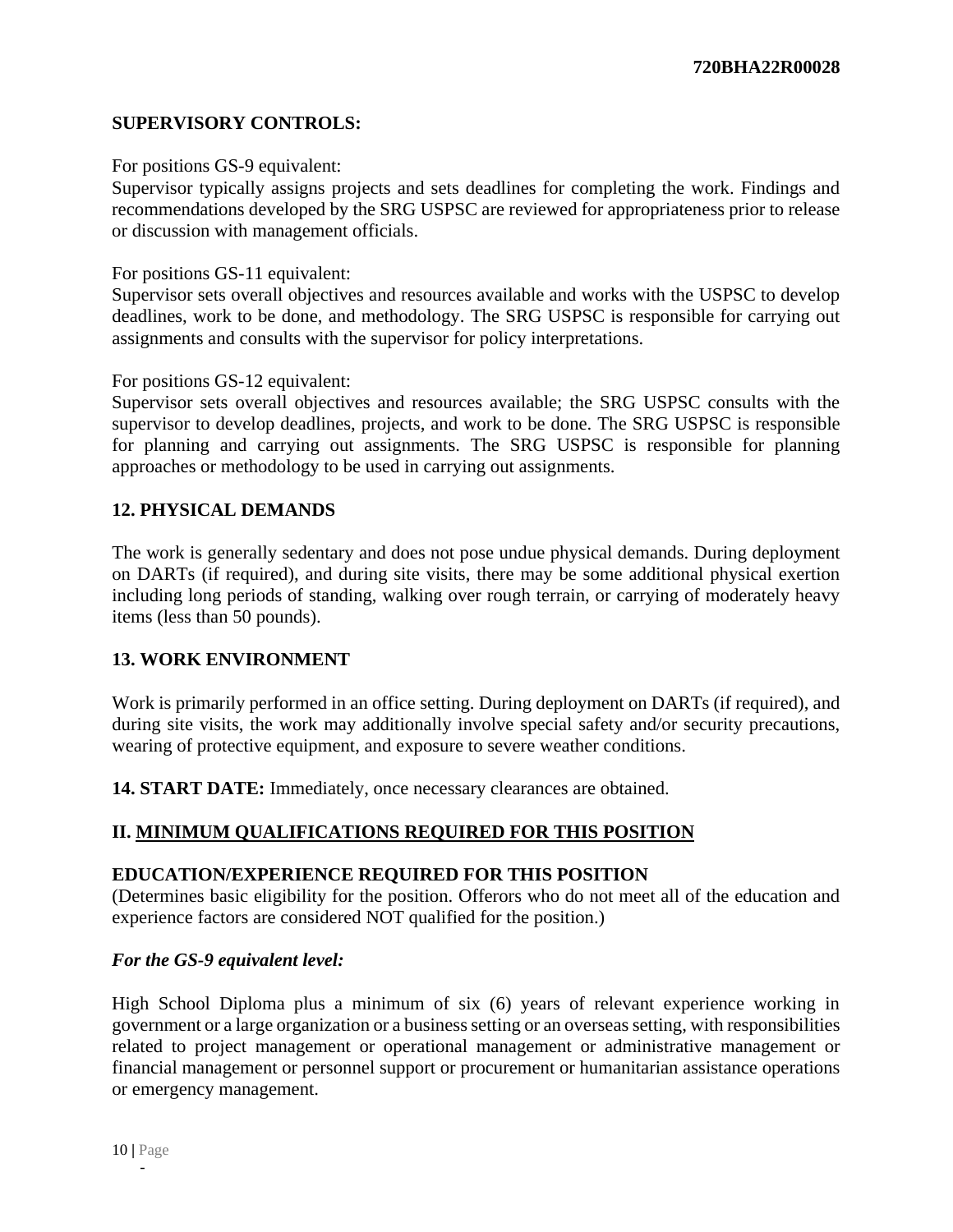**SUPERVISORY CONTROLS:**

For positions GS-9 equivalent:
Supervisor typically assigns projects and sets deadlines for completing the work. Findings and recommendations developed by the SRG USPSC are reviewed for appropriateness prior to release or discussion with management officials.

For positions GS-11 equivalent:
Supervisor sets overall objectives and resources available and works with the USPSC to develop deadlines, work to be done, and methodology. The SRG USPSC is responsible for carrying out assignments and consults with the supervisor for policy interpretations.

For positions GS-12 equivalent:
Supervisor sets overall objectives and resources available; the SRG USPSC consults with the supervisor to develop deadlines, projects, and work to be done. The SRG USPSC is responsible for planning and carrying out assignments. The SRG USPSC is responsible for planning approaches or methodology to be used in carrying out assignments.

**12. PHYSICAL DEMANDS**

The work is generally sedentary and does not pose undue physical demands. During deployment on DARTs (if required), and during site visits, there may be some additional physical exertion including long periods of standing, walking over rough terrain, or carrying of moderately heavy items (less than 50 pounds).

**13. WORK ENVIRONMENT**

Work is primarily performed in an office setting. During deployment on DARTs (if required), and during site visits, the work may additionally involve special safety and/or security precautions, wearing of protective equipment, and exposure to severe weather conditions.

**14. START DATE:** Immediately, once necessary clearances are obtained.

## II. MINIMUM QUALIFICATIONS REQUIRED FOR THIS POSITION

**EDUCATION/EXPERIENCE REQUIRED FOR THIS POSITION**
(Determines basic eligibility for the position. Offerors who do not meet all of the education and experience factors are considered NOT qualified for the position.)

***For the GS-9 equivalent level:***

High School Diploma plus a minimum of six (6) years of relevant experience working in government or a large organization or a business setting or an overseas setting, with responsibilities related to project management or operational management or administrative management or financial management or personnel support or procurement or humanitarian assistance operations or emergency management.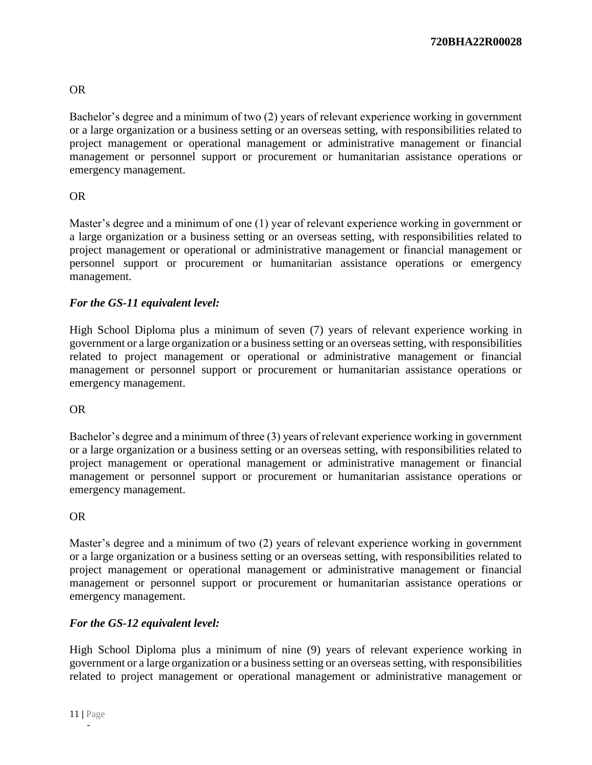OR

Bachelor's degree and a minimum of two (2) years of relevant experience working in government or a large organization or a business setting or an overseas setting, with responsibilities related to project management or operational management or administrative management or financial management or personnel support or procurement or humanitarian assistance operations or emergency management.

OR

Master's degree and a minimum of one (1) year of relevant experience working in government or a large organization or a business setting or an overseas setting, with responsibilities related to project management or operational or administrative management or financial management or personnel support or procurement or humanitarian assistance operations or emergency management.

***For the GS-11 equivalent level:***

High School Diploma plus a minimum of seven (7) years of relevant experience working in government or a large organization or a business setting or an overseas setting, with responsibilities related to project management or operational or administrative management or financial management or personnel support or procurement or humanitarian assistance operations or emergency management.

OR

Bachelor's degree and a minimum of three (3) years of relevant experience working in government or a large organization or a business setting or an overseas setting, with responsibilities related to project management or operational management or administrative management or financial management or personnel support or procurement or humanitarian assistance operations or emergency management.

OR

Master's degree and a minimum of two (2) years of relevant experience working in government or a large organization or a business setting or an overseas setting, with responsibilities related to project management or operational management or administrative management or financial management or personnel support or procurement or humanitarian assistance operations or emergency management.

***For the GS-12 equivalent level:***

High School Diploma plus a minimum of nine (9) years of relevant experience working in government or a large organization or a business setting or an overseas setting, with responsibilities related to project management or operational management or administrative management or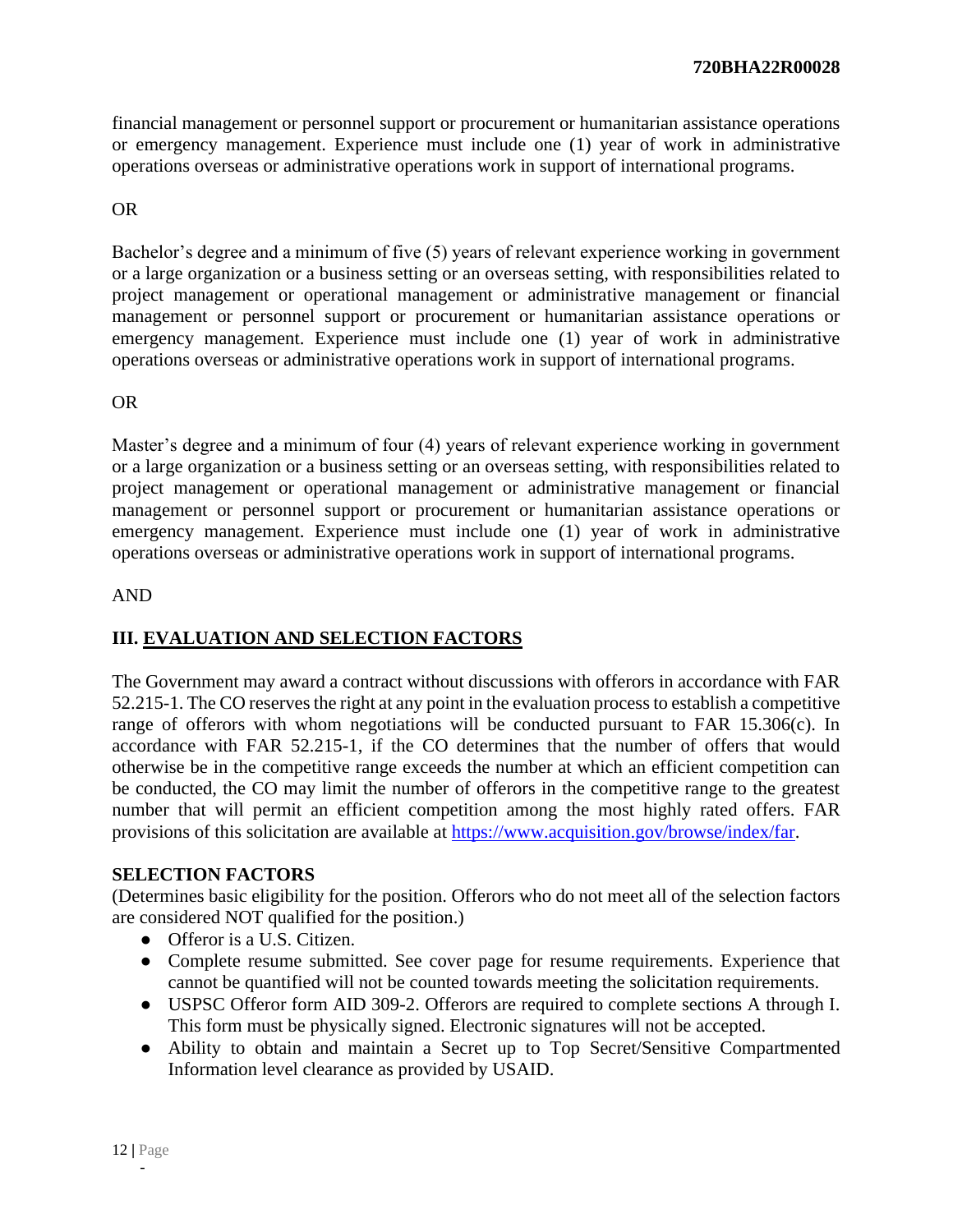financial management or personnel support or procurement or humanitarian assistance operations or emergency management. Experience must include one (1) year of work in administrative operations overseas or administrative operations work in support of international programs.

OR

Bachelor's degree and a minimum of five (5) years of relevant experience working in government or a large organization or a business setting or an overseas setting, with responsibilities related to project management or operational management or administrative management or financial management or personnel support or procurement or humanitarian assistance operations or emergency management. Experience must include one (1) year of work in administrative operations overseas or administrative operations work in support of international programs.

OR

Master's degree and a minimum of four (4) years of relevant experience working in government or a large organization or a business setting or an overseas setting, with responsibilities related to project management or operational management or administrative management or financial management or personnel support or procurement or humanitarian assistance operations or emergency management. Experience must include one (1) year of work in administrative operations overseas or administrative operations work in support of international programs.

AND

## III. EVALUATION AND SELECTION FACTORS

The Government may award a contract without discussions with offerors in accordance with FAR 52.215-1. The CO reserves the right at any point in the evaluation process to establish a competitive range of offerors with whom negotiations will be conducted pursuant to FAR 15.306(c). In accordance with FAR 52.215-1, if the CO determines that the number of offers that would otherwise be in the competitive range exceeds the number at which an efficient competition can be conducted, the CO may limit the number of offerors in the competitive range to the greatest number that will permit an efficient competition among the most highly rated offers. FAR provisions of this solicitation are available at [https://www.acquisition.gov/browse/index/far](https://www.acquisition.gov/browse/index/far).

### SELECTION FACTORS

(Determines basic eligibility for the position. Offerors who do not meet all of the selection factors are considered NOT qualified for the position.)

- Offeror is a U.S. Citizen.
- Complete resume submitted. See cover page for resume requirements. Experience that cannot be quantified will not be counted towards meeting the solicitation requirements.
- USPSC Offeror form AID 309-2. Offerors are required to complete sections A through I. This form must be physically signed. Electronic signatures will not be accepted.
- Ability to obtain and maintain a Secret up to Top Secret/Sensitive Compartmented Information level clearance as provided by USAID.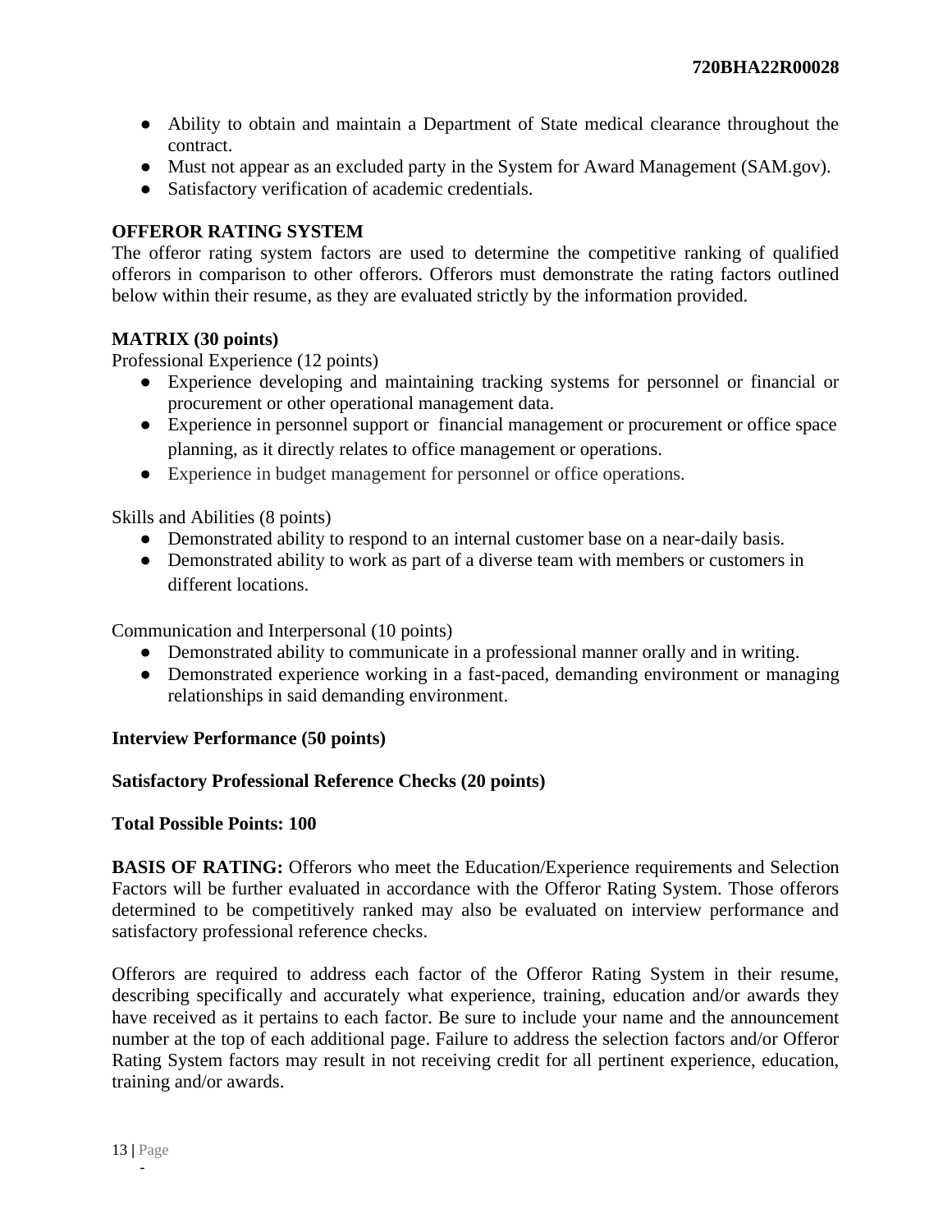- Ability to obtain and maintain a Department of State medical clearance throughout the contract.
- Must not appear as an excluded party in the System for Award Management (SAM.gov).
- Satisfactory verification of academic credentials.

**OFFEROR RATING SYSTEM**

The offeror rating system factors are used to determine the competitive ranking of qualified offerors in comparison to other offerors. Offerors must demonstrate the rating factors outlined below within their resume, as they are evaluated strictly by the information provided.

**MATRIX (30 points)**

Professional Experience (12 points)

- Experience developing and maintaining tracking systems for personnel or financial or procurement or other operational management data.
- Experience in personnel support or financial management or procurement or office space planning, as it directly relates to office management or operations.
- Experience in budget management for personnel or office operations.

Skills and Abilities (8 points)

- Demonstrated ability to respond to an internal customer base on a near-daily basis.
- Demonstrated ability to work as part of a diverse team with members or customers in different locations.

Communication and Interpersonal (10 points)

- Demonstrated ability to communicate in a professional manner orally and in writing.
- Demonstrated experience working in a fast-paced, demanding environment or managing relationships in said demanding environment.

**Interview Performance (50 points)**

**Satisfactory Professional Reference Checks (20 points)**

**Total Possible Points: 100**

**BASIS OF RATING:** Offerors who meet the Education/Experience requirements and Selection Factors will be further evaluated in accordance with the Offeror Rating System. Those offerors determined to be competitively ranked may also be evaluated on interview performance and satisfactory professional reference checks.

Offerors are required to address each factor of the Offeror Rating System in their resume, describing specifically and accurately what experience, training, education and/or awards they have received as it pertains to each factor. Be sure to include your name and the announcement number at the top of each additional page. Failure to address the selection factors and/or Offeror Rating System factors may result in not receiving credit for all pertinent experience, education, training and/or awards.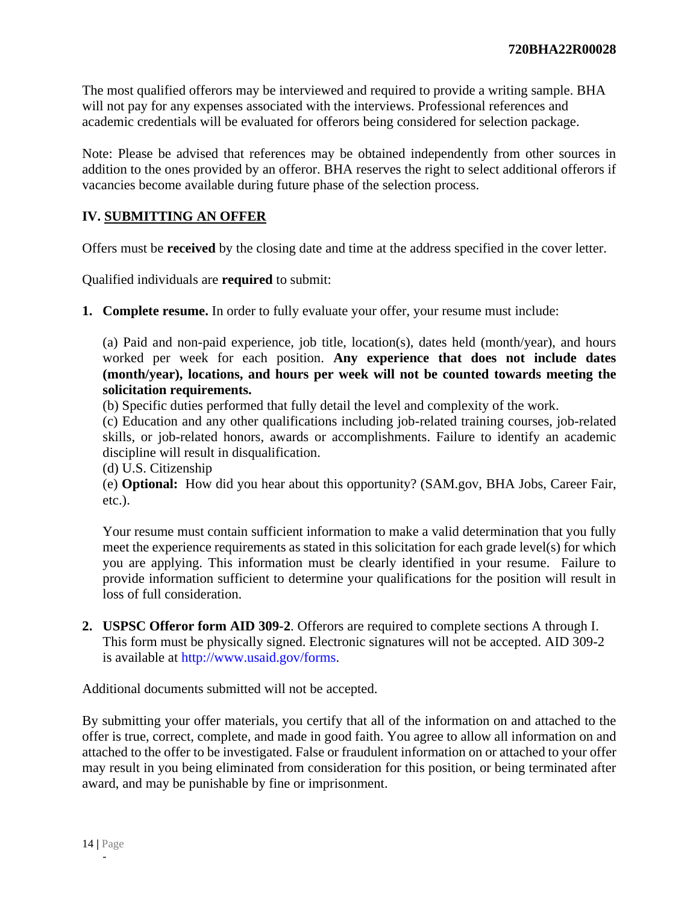The most qualified offerors may be interviewed and required to provide a writing sample. BHA will not pay for any expenses associated with the interviews. Professional references and academic credentials will be evaluated for offerors being considered for selection package.

Note: Please be advised that references may be obtained independently from other sources in addition to the ones provided by an offeror. BHA reserves the right to select additional offerors if vacancies become available during future phase of the selection process.

## IV. SUBMITTING AN OFFER

Offers must be **received** by the closing date and time at the address specified in the cover letter.

Qualified individuals are **required** to submit:

1. **Complete resume.** In order to fully evaluate your offer, your resume must include:

   (a) Paid and non-paid experience, job title, location(s), dates held (month/year), and hours worked per week for each position. **Any experience that does not include dates (month/year), locations, and hours per week will not be counted towards meeting the solicitation requirements.**
   (b) Specific duties performed that fully detail the level and complexity of the work.
   (c) Education and any other qualifications including job-related training courses, job-related skills, or job-related honors, awards or accomplishments. Failure to identify an academic discipline will result in disqualification.
   (d) U.S. Citizenship
   (e) **Optional:** How did you hear about this opportunity? (SAM.gov, BHA Jobs, Career Fair, etc.).

   Your resume must contain sufficient information to make a valid determination that you fully meet the experience requirements as stated in this solicitation for each grade level(s) for which you are applying. This information must be clearly identified in your resume. Failure to provide information sufficient to determine your qualifications for the position will result in loss of full consideration.

2. **USPSC Offeror form AID 309-2**. Offerors are required to complete sections A through I. This form must be physically signed. Electronic signatures will not be accepted. AID 309-2 is available at http://www.usaid.gov/forms.

Additional documents submitted will not be accepted.

By submitting your offer materials, you certify that all of the information on and attached to the offer is true, correct, complete, and made in good faith. You agree to allow all information on and attached to the offer to be investigated. False or fraudulent information on or attached to your offer may result in you being eliminated from consideration for this position, or being terminated after award, and may be punishable by fine or imprisonment.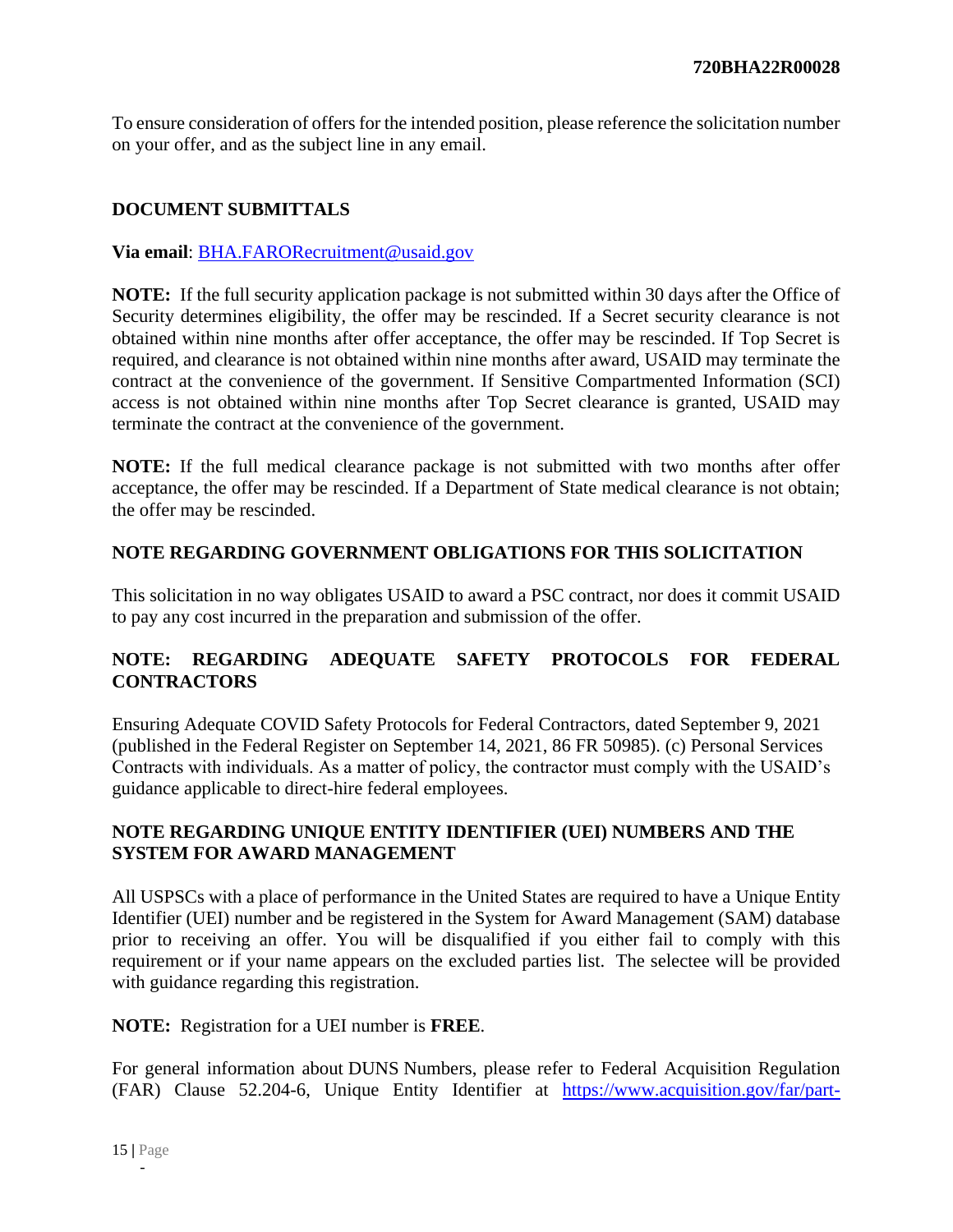To ensure consideration of offers for the intended position, please reference the solicitation number on your offer, and as the subject line in any email.

**DOCUMENT SUBMITTALS**

**Via email**: BHA.FARORecruitment@usaid.gov

**NOTE:** If the full security application package is not submitted within 30 days after the Office of Security determines eligibility, the offer may be rescinded. If a Secret security clearance is not obtained within nine months after offer acceptance, the offer may be rescinded. If Top Secret is required, and clearance is not obtained within nine months after award, USAID may terminate the contract at the convenience of the government. If Sensitive Compartmented Information (SCI) access is not obtained within nine months after Top Secret clearance is granted, USAID may terminate the contract at the convenience of the government.

**NOTE:** If the full medical clearance package is not submitted with two months after offer acceptance, the offer may be rescinded. If a Department of State medical clearance is not obtain; the offer may be rescinded.

**NOTE REGARDING GOVERNMENT OBLIGATIONS FOR THIS SOLICITATION**

This solicitation in no way obligates USAID to award a PSC contract, nor does it commit USAID to pay any cost incurred in the preparation and submission of the offer.

**NOTE: REGARDING ADEQUATE SAFETY PROTOCOLS FOR FEDERAL CONTRACTORS**

Ensuring Adequate COVID Safety Protocols for Federal Contractors, dated September 9, 2021 (published in the Federal Register on September 14, 2021, 86 FR 50985). (c) Personal Services Contracts with individuals. As a matter of policy, the contractor must comply with the USAID's guidance applicable to direct-hire federal employees.

**NOTE REGARDING UNIQUE ENTITY IDENTIFIER (UEI) NUMBERS AND THE SYSTEM FOR AWARD MANAGEMENT**

All USPSCs with a place of performance in the United States are required to have a Unique Entity Identifier (UEI) number and be registered in the System for Award Management (SAM) database prior to receiving an offer. You will be disqualified if you either fail to comply with this requirement or if your name appears on the excluded parties list. The selectee will be provided with guidance regarding this registration.

**NOTE:** Registration for a UEI number is **FREE**.

For general information about DUNS Numbers, please refer to Federal Acquisition Regulation (FAR) Clause 52.204-6, Unique Entity Identifier at https://www.acquisition.gov/far/part-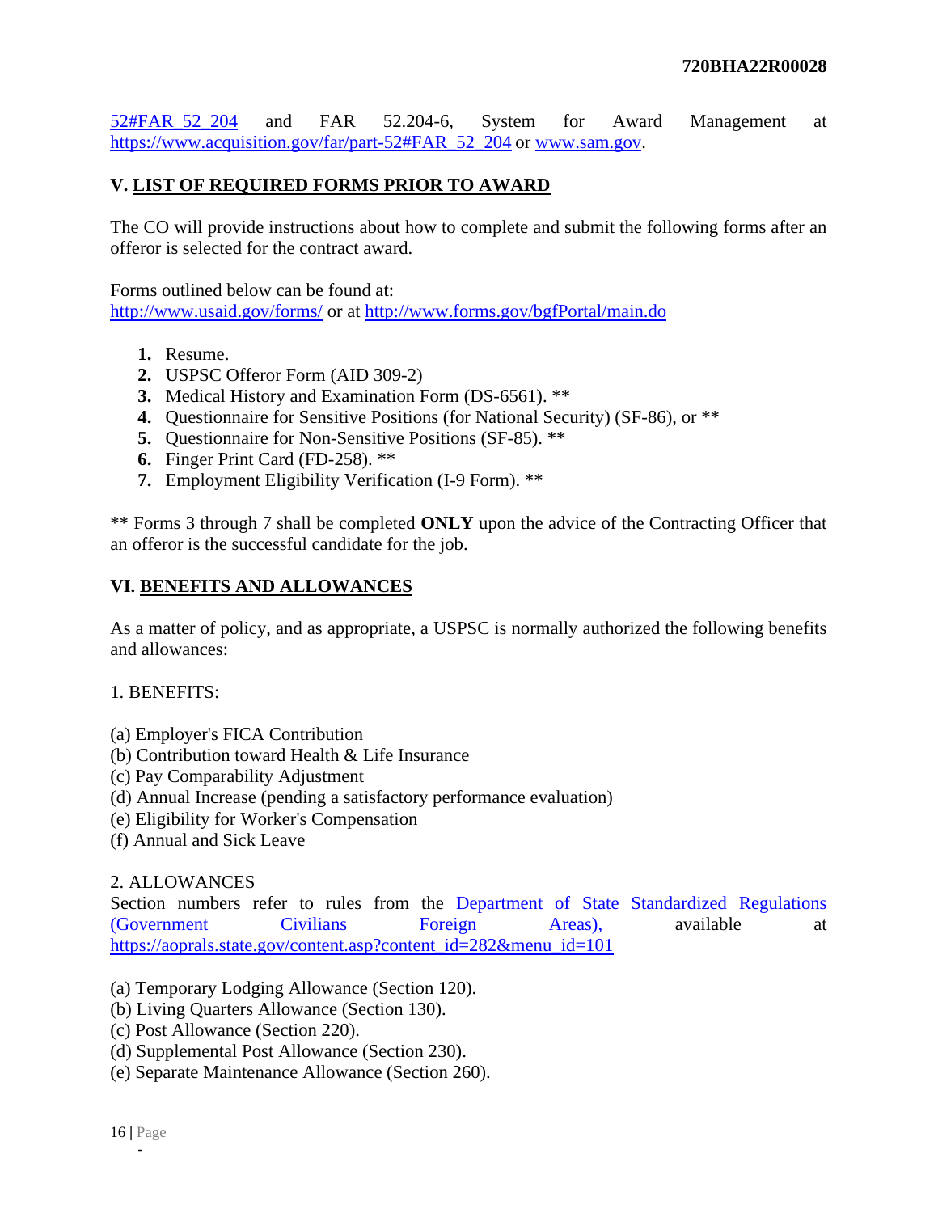52#FAR_52_204 and FAR 52.204-6, System for Award Management at https://www.acquisition.gov/far/part-52#FAR_52_204 or www.sam.gov.

## V. LIST OF REQUIRED FORMS PRIOR TO AWARD

The CO will provide instructions about how to complete and submit the following forms after an offeror is selected for the contract award.

Forms outlined below can be found at:
http://www.usaid.gov/forms/ or at http://www.forms.gov/bgfPortal/main.do

1. Resume.
2. USPSC Offeror Form (AID 309-2)
3. Medical History and Examination Form (DS-6561). **
4. Questionnaire for Sensitive Positions (for National Security) (SF-86), or **
5. Questionnaire for Non-Sensitive Positions (SF-85). **
6. Finger Print Card (FD-258). **
7. Employment Eligibility Verification (I-9 Form). **

** Forms 3 through 7 shall be completed **ONLY** upon the advice of the Contracting Officer that an offeror is the successful candidate for the job.

## VI. BENEFITS AND ALLOWANCES

As a matter of policy, and as appropriate, a USPSC is normally authorized the following benefits and allowances:

1. BENEFITS:

(a) Employer's FICA Contribution
(b) Contribution toward Health & Life Insurance
(c) Pay Comparability Adjustment
(d) Annual Increase (pending a satisfactory performance evaluation)
(e) Eligibility for Worker's Compensation
(f) Annual and Sick Leave

2. ALLOWANCES
Section numbers refer to rules from the Department of State Standardized Regulations (Government Civilians Foreign Areas), available at https://aoprals.state.gov/content.asp?content_id=282&menu_id=101

(a) Temporary Lodging Allowance (Section 120).
(b) Living Quarters Allowance (Section 130).
(c) Post Allowance (Section 220).
(d) Supplemental Post Allowance (Section 230).
(e) Separate Maintenance Allowance (Section 260).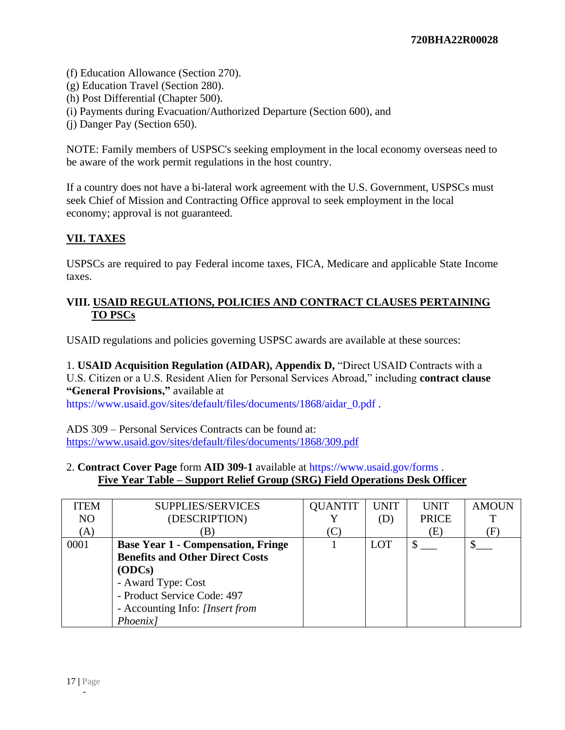(f) Education Allowance (Section 270).
(g) Education Travel (Section 280).
(h) Post Differential (Chapter 500).
(i) Payments during Evacuation/Authorized Departure (Section 600), and
(j) Danger Pay (Section 650).

NOTE: Family members of USPSC's seeking employment in the local economy overseas need to be aware of the work permit regulations in the host country.

If a country does not have a bi-lateral work agreement with the U.S. Government, USPSCs must seek Chief of Mission and Contracting Office approval to seek employment in the local economy; approval is not guaranteed.

## VII. TAXES

USPSCs are required to pay Federal income taxes, FICA, Medicare and applicable State Income taxes.

## VIII. USAID REGULATIONS, POLICIES AND CONTRACT CLAUSES PERTAINING TO PSCs

USAID regulations and policies governing USPSC awards are available at these sources:

1. **USAID Acquisition Regulation (AIDAR), Appendix D,** "Direct USAID Contracts with a U.S. Citizen or a U.S. Resident Alien for Personal Services Abroad," including **contract clause "General Provisions,"** available at https://www.usaid.gov/sites/default/files/documents/1868/aidar_0.pdf .

ADS 309 – Personal Services Contracts can be found at: https://www.usaid.gov/sites/default/files/documents/1868/309.pdf

2. **Contract Cover Page** form **AID 309-1** available at https://www.usaid.gov/forms .

**Five Year Table – Support Relief Group (SRG) Field Operations Desk Officer**

| ITEM NO (A) | SUPPLIES/SERVICES (DESCRIPTION) (B) | QUANTITY (C) | UNIT (D) | UNIT PRICE (E) | AMOUNT (F) |
|---|---|---|---|---|---|
| 0001 | **Base Year 1 - Compensation, Fringe Benefits and Other Direct Costs (ODCs)**<br>- Award Type: Cost<br>- Product Service Code: 497<br>- Accounting Info: *[Insert from Phoenix]* | 1 | LOT | $ ___ | $___ |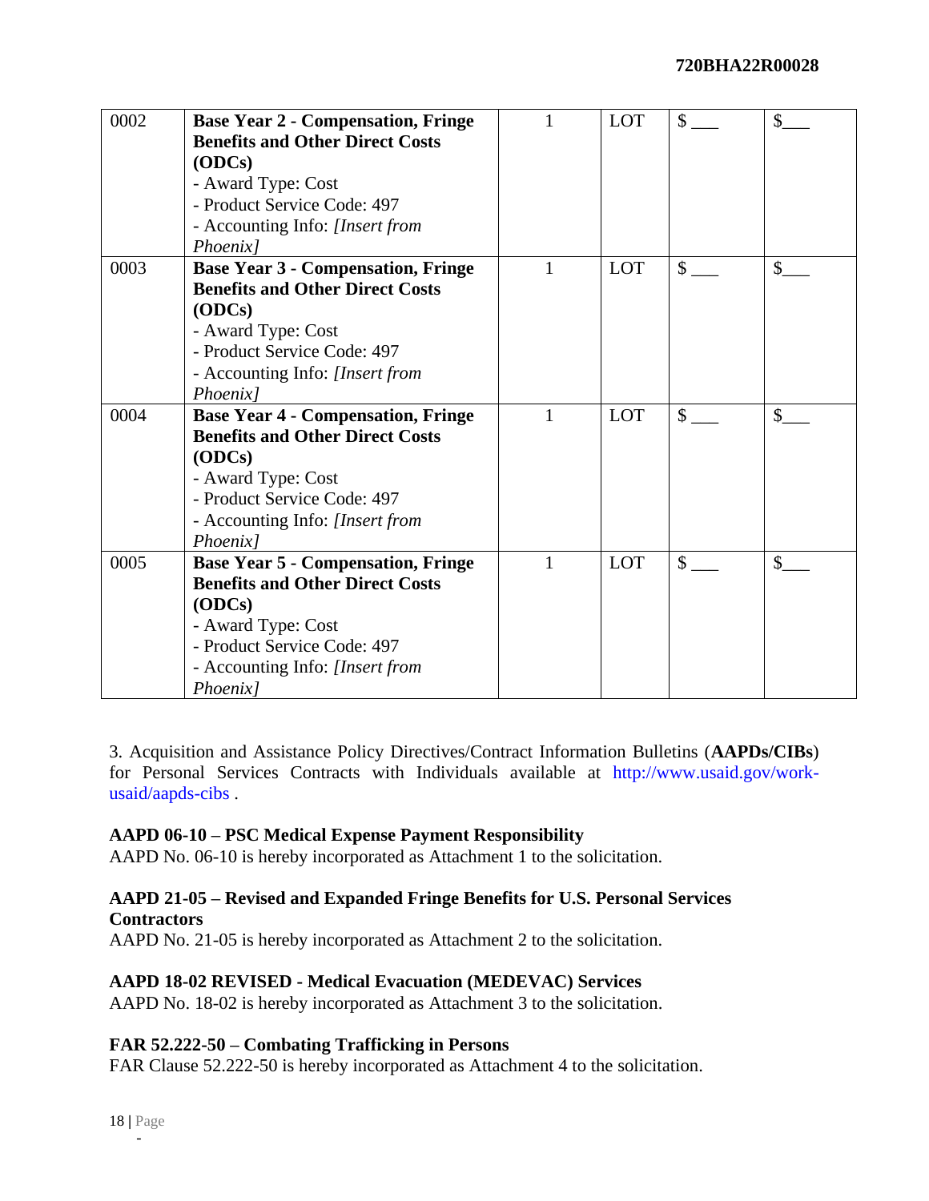| 0002 | **Base Year 2 - Compensation, Fringe Benefits and Other Direct Costs (ODCs)**<br>- Award Type: Cost<br>- Product Service Code: 497<br>- Accounting Info: *[Insert from Phoenix]* | 1 | LOT | $ ___ | $___ |
|---|---|---|---|---|---|
| 0003 | **Base Year 3 - Compensation, Fringe Benefits and Other Direct Costs (ODCs)**<br>- Award Type: Cost<br>- Product Service Code: 497<br>- Accounting Info: *[Insert from Phoenix]* | 1 | LOT | $ ___ | $___ |
| 0004 | **Base Year 4 - Compensation, Fringe Benefits and Other Direct Costs (ODCs)**<br>- Award Type: Cost<br>- Product Service Code: 497<br>- Accounting Info: *[Insert from Phoenix]* | 1 | LOT | $ ___ | $___ |
| 0005 | **Base Year 5 - Compensation, Fringe Benefits and Other Direct Costs (ODCs)**<br>- Award Type: Cost<br>- Product Service Code: 497<br>- Accounting Info: *[Insert from Phoenix]* | 1 | LOT | $ ___ | $___ |

3. Acquisition and Assistance Policy Directives/Contract Information Bulletins (**AAPDs/CIBs**) for Personal Services Contracts with Individuals available at http://www.usaid.gov/work-usaid/aapds-cibs .

**AAPD 06-10 – PSC Medical Expense Payment Responsibility**
AAPD No. 06-10 is hereby incorporated as Attachment 1 to the solicitation.

**AAPD 21-05 – Revised and Expanded Fringe Benefits for U.S. Personal Services Contractors**
AAPD No. 21-05 is hereby incorporated as Attachment 2 to the solicitation.

**AAPD 18-02 REVISED - Medical Evacuation (MEDEVAC) Services**
AAPD No. 18-02 is hereby incorporated as Attachment 3 to the solicitation.

**FAR 52.222-50 – Combating Trafficking in Persons**
FAR Clause 52.222-50 is hereby incorporated as Attachment 4 to the solicitation.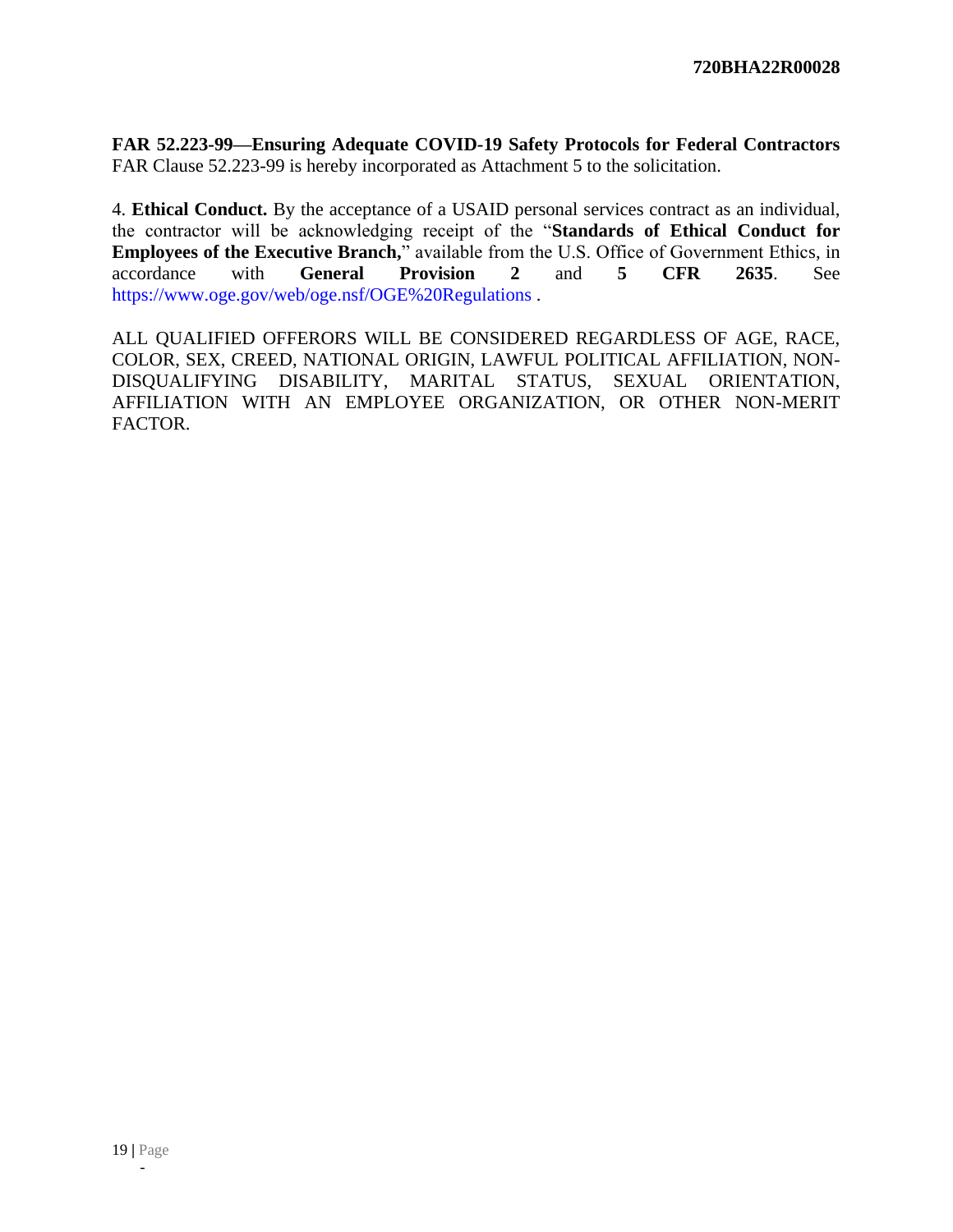**FAR 52.223-99—Ensuring Adequate COVID-19 Safety Protocols for Federal Contractors**
FAR Clause 52.223-99 is hereby incorporated as Attachment 5 to the solicitation.

4. **Ethical Conduct.** By the acceptance of a USAID personal services contract as an individual, the contractor will be acknowledging receipt of the "**Standards of Ethical Conduct for Employees of the Executive Branch,**" available from the U.S. Office of Government Ethics, in accordance with **General Provision 2** and **5 CFR 2635**. See https://www.oge.gov/web/oge.nsf/OGE%20Regulations .

ALL QUALIFIED OFFERORS WILL BE CONSIDERED REGARDLESS OF AGE, RACE, COLOR, SEX, CREED, NATIONAL ORIGIN, LAWFUL POLITICAL AFFILIATION, NON-DISQUALIFYING DISABILITY, MARITAL STATUS, SEXUAL ORIENTATION, AFFILIATION WITH AN EMPLOYEE ORGANIZATION, OR OTHER NON-MERIT FACTOR.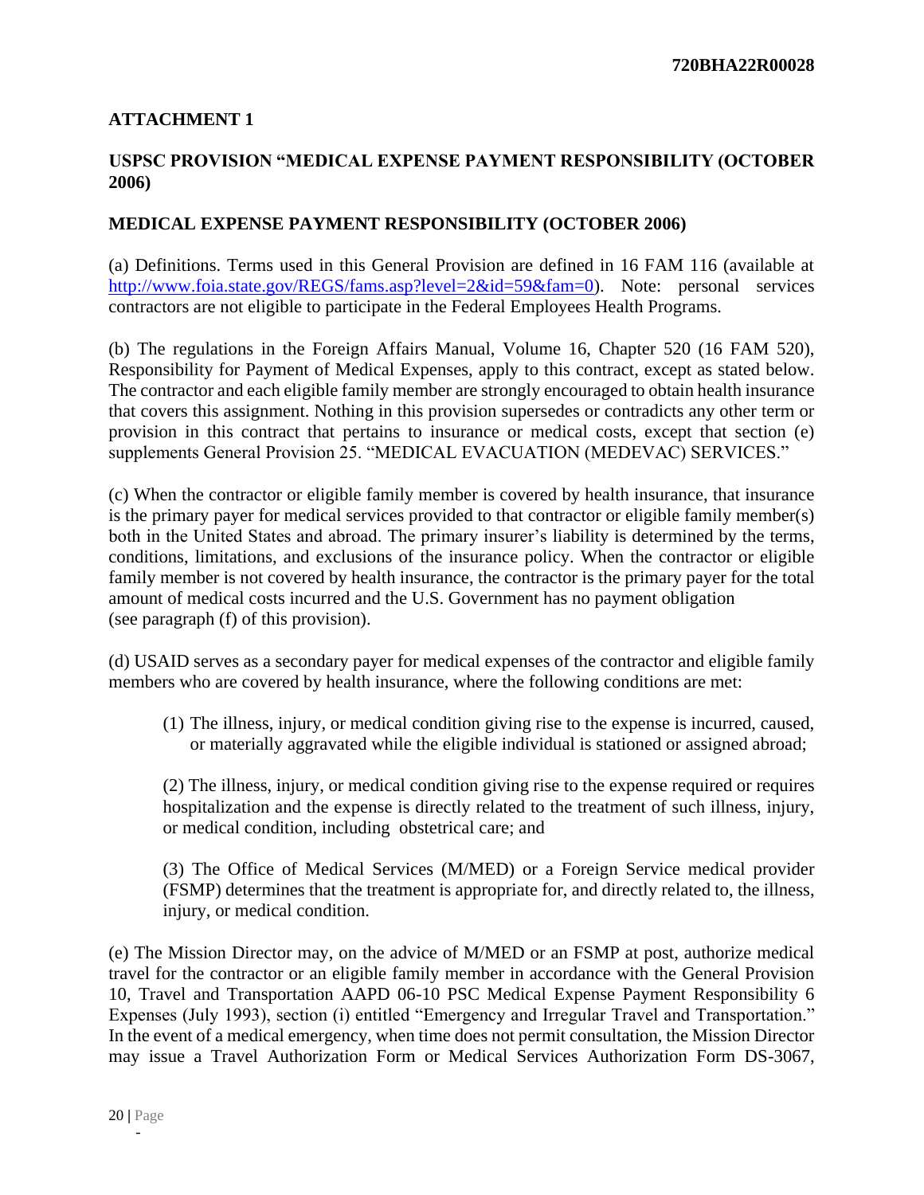## ATTACHMENT 1

### USPSC PROVISION "MEDICAL EXPENSE PAYMENT RESPONSIBILITY (OCTOBER 2006)

### MEDICAL EXPENSE PAYMENT RESPONSIBILITY (OCTOBER 2006)

(a) Definitions. Terms used in this General Provision are defined in 16 FAM 116 (available at http://www.foia.state.gov/REGS/fams.asp?level=2&id=59&fam=0). Note: personal services contractors are not eligible to participate in the Federal Employees Health Programs.

(b) The regulations in the Foreign Affairs Manual, Volume 16, Chapter 520 (16 FAM 520), Responsibility for Payment of Medical Expenses, apply to this contract, except as stated below. The contractor and each eligible family member are strongly encouraged to obtain health insurance that covers this assignment. Nothing in this provision supersedes or contradicts any other term or provision in this contract that pertains to insurance or medical costs, except that section (e) supplements General Provision 25. "MEDICAL EVACUATION (MEDEVAC) SERVICES."

(c) When the contractor or eligible family member is covered by health insurance, that insurance is the primary payer for medical services provided to that contractor or eligible family member(s) both in the United States and abroad. The primary insurer's liability is determined by the terms, conditions, limitations, and exclusions of the insurance policy. When the contractor or eligible family member is not covered by health insurance, the contractor is the primary payer for the total amount of medical costs incurred and the U.S. Government has no payment obligation (see paragraph (f) of this provision).

(d) USAID serves as a secondary payer for medical expenses of the contractor and eligible family members who are covered by health insurance, where the following conditions are met:

(1) The illness, injury, or medical condition giving rise to the expense is incurred, caused, or materially aggravated while the eligible individual is stationed or assigned abroad;

(2) The illness, injury, or medical condition giving rise to the expense required or requires hospitalization and the expense is directly related to the treatment of such illness, injury, or medical condition, including obstetrical care; and

(3) The Office of Medical Services (M/MED) or a Foreign Service medical provider (FSMP) determines that the treatment is appropriate for, and directly related to, the illness, injury, or medical condition.

(e) The Mission Director may, on the advice of M/MED or an FSMP at post, authorize medical travel for the contractor or an eligible family member in accordance with the General Provision 10, Travel and Transportation AAPD 06-10 PSC Medical Expense Payment Responsibility 6 Expenses (July 1993), section (i) entitled "Emergency and Irregular Travel and Transportation." In the event of a medical emergency, when time does not permit consultation, the Mission Director may issue a Travel Authorization Form or Medical Services Authorization Form DS-3067,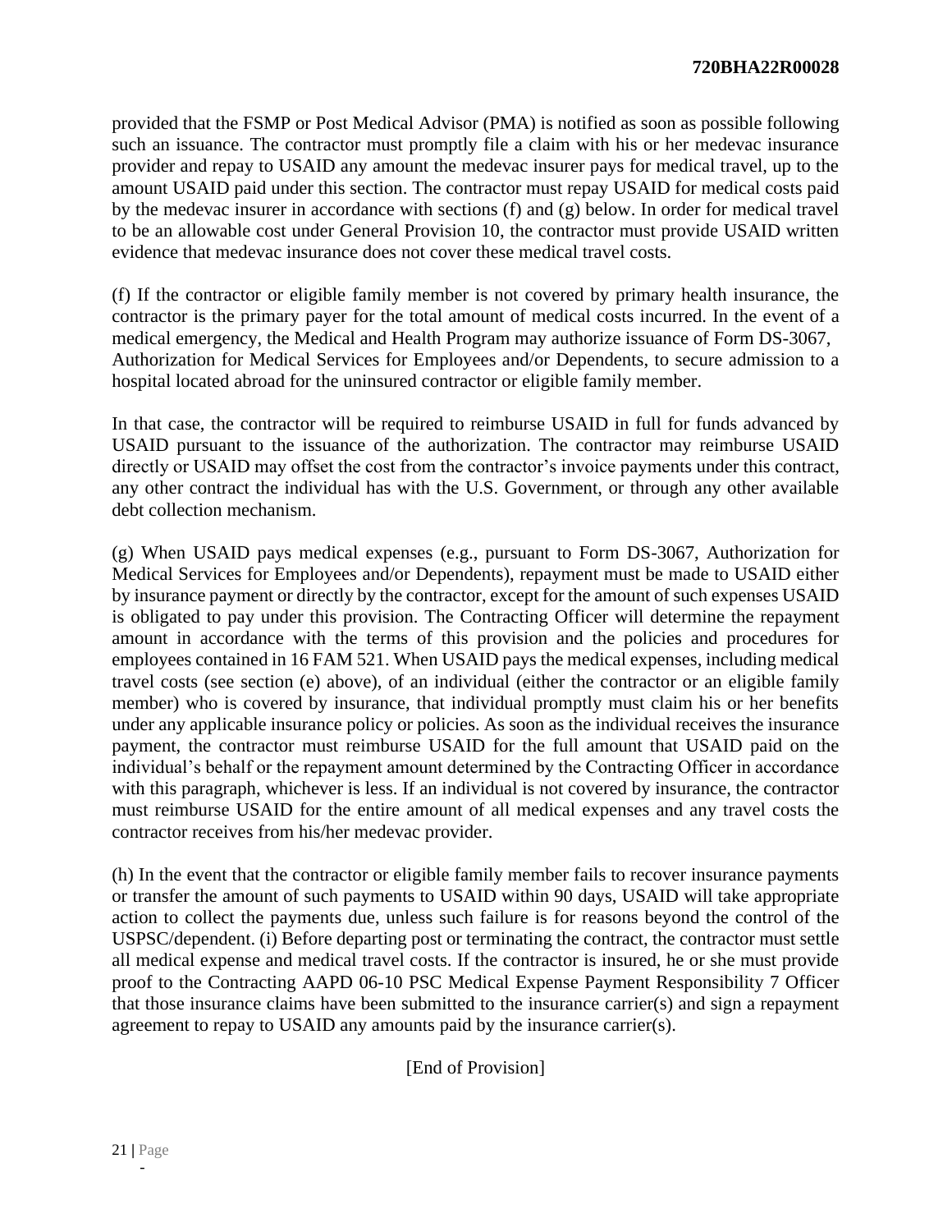provided that the FSMP or Post Medical Advisor (PMA) is notified as soon as possible following such an issuance. The contractor must promptly file a claim with his or her medevac insurance provider and repay to USAID any amount the medevac insurer pays for medical travel, up to the amount USAID paid under this section. The contractor must repay USAID for medical costs paid by the medevac insurer in accordance with sections (f) and (g) below. In order for medical travel to be an allowable cost under General Provision 10, the contractor must provide USAID written evidence that medevac insurance does not cover these medical travel costs.

(f) If the contractor or eligible family member is not covered by primary health insurance, the contractor is the primary payer for the total amount of medical costs incurred. In the event of a medical emergency, the Medical and Health Program may authorize issuance of Form DS-3067, Authorization for Medical Services for Employees and/or Dependents, to secure admission to a hospital located abroad for the uninsured contractor or eligible family member.

In that case, the contractor will be required to reimburse USAID in full for funds advanced by USAID pursuant to the issuance of the authorization. The contractor may reimburse USAID directly or USAID may offset the cost from the contractor's invoice payments under this contract, any other contract the individual has with the U.S. Government, or through any other available debt collection mechanism.

(g) When USAID pays medical expenses (e.g., pursuant to Form DS-3067, Authorization for Medical Services for Employees and/or Dependents), repayment must be made to USAID either by insurance payment or directly by the contractor, except for the amount of such expenses USAID is obligated to pay under this provision. The Contracting Officer will determine the repayment amount in accordance with the terms of this provision and the policies and procedures for employees contained in 16 FAM 521. When USAID pays the medical expenses, including medical travel costs (see section (e) above), of an individual (either the contractor or an eligible family member) who is covered by insurance, that individual promptly must claim his or her benefits under any applicable insurance policy or policies. As soon as the individual receives the insurance payment, the contractor must reimburse USAID for the full amount that USAID paid on the individual's behalf or the repayment amount determined by the Contracting Officer in accordance with this paragraph, whichever is less. If an individual is not covered by insurance, the contractor must reimburse USAID for the entire amount of all medical expenses and any travel costs the contractor receives from his/her medevac provider.

(h) In the event that the contractor or eligible family member fails to recover insurance payments or transfer the amount of such payments to USAID within 90 days, USAID will take appropriate action to collect the payments due, unless such failure is for reasons beyond the control of the USPSC/dependent. (i) Before departing post or terminating the contract, the contractor must settle all medical expense and medical travel costs. If the contractor is insured, he or she must provide proof to the Contracting AAPD 06-10 PSC Medical Expense Payment Responsibility 7 Officer that those insurance claims have been submitted to the insurance carrier(s) and sign a repayment agreement to repay to USAID any amounts paid by the insurance carrier(s).

[End of Provision]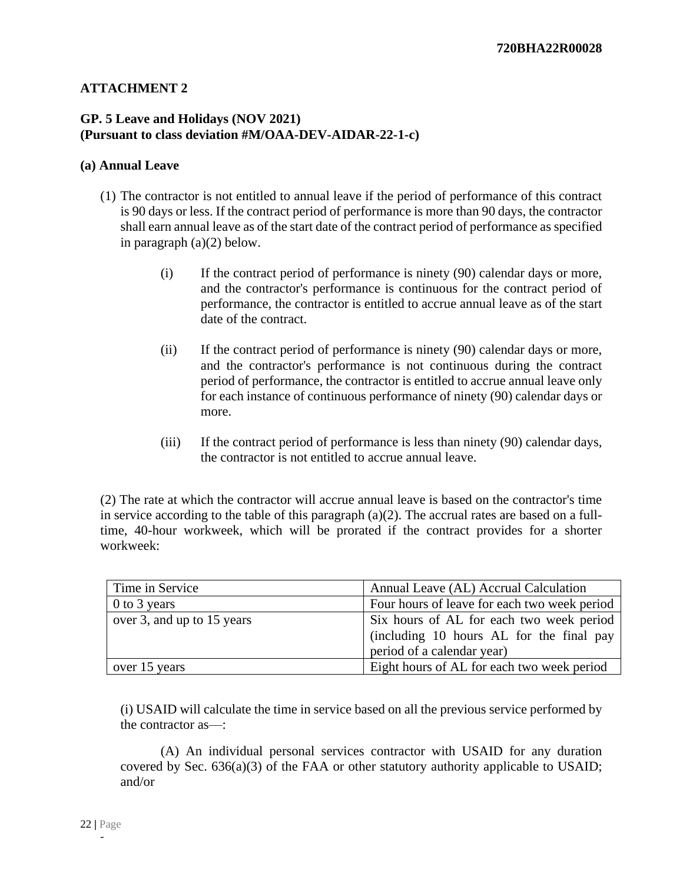## ATTACHMENT 2

### GP. 5 Leave and Holidays (NOV 2021)
### (Pursuant to class deviation #M/OAA-DEV-AIDAR-22-1-c)

**(a) Annual Leave**

(1) The contractor is not entitled to annual leave if the period of performance of this contract is 90 days or less. If the contract period of performance is more than 90 days, the contractor shall earn annual leave as of the start date of the contract period of performance as specified in paragraph (a)(2) below.

(i) If the contract period of performance is ninety (90) calendar days or more, and the contractor's performance is continuous for the contract period of performance, the contractor is entitled to accrue annual leave as of the start date of the contract.

(ii) If the contract period of performance is ninety (90) calendar days or more, and the contractor's performance is not continuous during the contract period of performance, the contractor is entitled to accrue annual leave only for each instance of continuous performance of ninety (90) calendar days or more.

(iii) If the contract period of performance is less than ninety (90) calendar days, the contractor is not entitled to accrue annual leave.

(2) The rate at which the contractor will accrue annual leave is based on the contractor's time in service according to the table of this paragraph (a)(2). The accrual rates are based on a full-time, 40-hour workweek, which will be prorated if the contract provides for a shorter workweek:

| Time in Service | Annual Leave (AL) Accrual Calculation |
| --- | --- |
| 0 to 3 years | Four hours of leave for each two week period |
| over 3, and up to 15 years | Six hours of AL for each two week period (including 10 hours AL for the final pay period of a calendar year) |
| over 15 years | Eight hours of AL for each two week period |

(i) USAID will calculate the time in service based on all the previous service performed by the contractor as—:

(A) An individual personal services contractor with USAID for any duration covered by Sec. 636(a)(3) of the FAA or other statutory authority applicable to USAID; and/or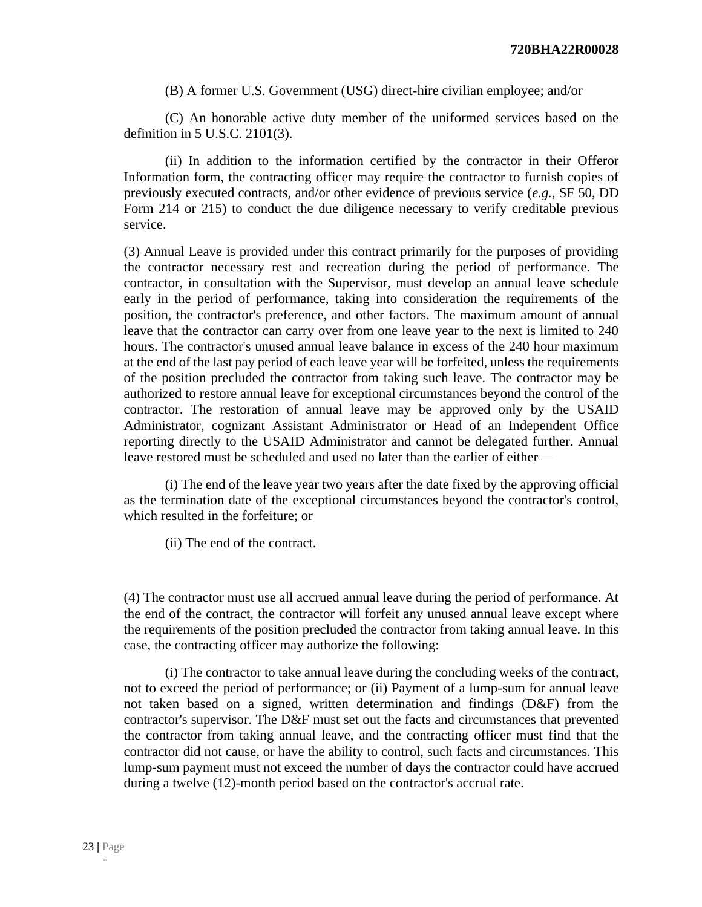(B) A former U.S. Government (USG) direct-hire civilian employee; and/or

(C) An honorable active duty member of the uniformed services based on the definition in 5 U.S.C. 2101(3).

(ii) In addition to the information certified by the contractor in their Offeror Information form, the contracting officer may require the contractor to furnish copies of previously executed contracts, and/or other evidence of previous service (*e.g.*, SF 50, DD Form 214 or 215) to conduct the due diligence necessary to verify creditable previous service.

(3) Annual Leave is provided under this contract primarily for the purposes of providing the contractor necessary rest and recreation during the period of performance. The contractor, in consultation with the Supervisor, must develop an annual leave schedule early in the period of performance, taking into consideration the requirements of the position, the contractor's preference, and other factors. The maximum amount of annual leave that the contractor can carry over from one leave year to the next is limited to 240 hours. The contractor's unused annual leave balance in excess of the 240 hour maximum at the end of the last pay period of each leave year will be forfeited, unless the requirements of the position precluded the contractor from taking such leave. The contractor may be authorized to restore annual leave for exceptional circumstances beyond the control of the contractor. The restoration of annual leave may be approved only by the USAID Administrator, cognizant Assistant Administrator or Head of an Independent Office reporting directly to the USAID Administrator and cannot be delegated further. Annual leave restored must be scheduled and used no later than the earlier of either—

(i) The end of the leave year two years after the date fixed by the approving official as the termination date of the exceptional circumstances beyond the contractor's control, which resulted in the forfeiture; or

(ii) The end of the contract.

(4) The contractor must use all accrued annual leave during the period of performance. At the end of the contract, the contractor will forfeit any unused annual leave except where the requirements of the position precluded the contractor from taking annual leave. In this case, the contracting officer may authorize the following:

(i) The contractor to take annual leave during the concluding weeks of the contract, not to exceed the period of performance; or (ii) Payment of a lump-sum for annual leave not taken based on a signed, written determination and findings (D&F) from the contractor's supervisor. The D&F must set out the facts and circumstances that prevented the contractor from taking annual leave, and the contracting officer must find that the contractor did not cause, or have the ability to control, such facts and circumstances. This lump-sum payment must not exceed the number of days the contractor could have accrued during a twelve (12)-month period based on the contractor's accrual rate.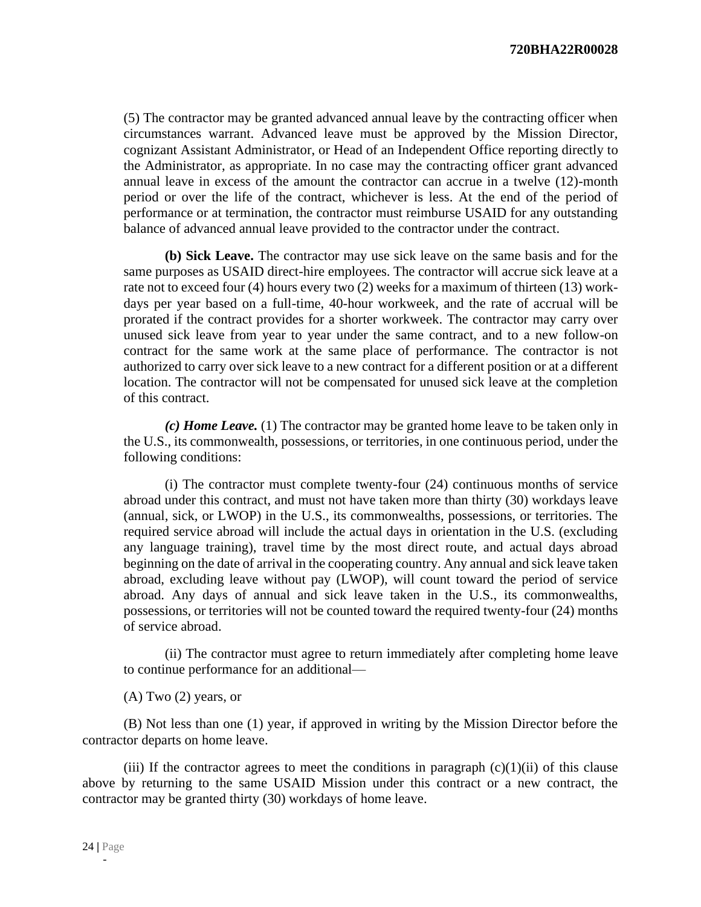(5) The contractor may be granted advanced annual leave by the contracting officer when circumstances warrant. Advanced leave must be approved by the Mission Director, cognizant Assistant Administrator, or Head of an Independent Office reporting directly to the Administrator, as appropriate. In no case may the contracting officer grant advanced annual leave in excess of the amount the contractor can accrue in a twelve (12)-month period or over the life of the contract, whichever is less. At the end of the period of performance or at termination, the contractor must reimburse USAID for any outstanding balance of advanced annual leave provided to the contractor under the contract.

**(b) Sick Leave.** The contractor may use sick leave on the same basis and for the same purposes as USAID direct-hire employees. The contractor will accrue sick leave at a rate not to exceed four (4) hours every two (2) weeks for a maximum of thirteen (13) work-days per year based on a full-time, 40-hour workweek, and the rate of accrual will be prorated if the contract provides for a shorter workweek. The contractor may carry over unused sick leave from year to year under the same contract, and to a new follow-on contract for the same work at the same place of performance. The contractor is not authorized to carry over sick leave to a new contract for a different position or at a different location. The contractor will not be compensated for unused sick leave at the completion of this contract.

***(c) Home Leave.*** (1) The contractor may be granted home leave to be taken only in the U.S., its commonwealth, possessions, or territories, in one continuous period, under the following conditions:

(i) The contractor must complete twenty-four (24) continuous months of service abroad under this contract, and must not have taken more than thirty (30) workdays leave (annual, sick, or LWOP) in the U.S., its commonwealths, possessions, or territories. The required service abroad will include the actual days in orientation in the U.S. (excluding any language training), travel time by the most direct route, and actual days abroad beginning on the date of arrival in the cooperating country. Any annual and sick leave taken abroad, excluding leave without pay (LWOP), will count toward the period of service abroad. Any days of annual and sick leave taken in the U.S., its commonwealths, possessions, or territories will not be counted toward the required twenty-four (24) months of service abroad.

(ii) The contractor must agree to return immediately after completing home leave to continue performance for an additional—

(A) Two (2) years, or

(B) Not less than one (1) year, if approved in writing by the Mission Director before the contractor departs on home leave.

(iii) If the contractor agrees to meet the conditions in paragraph (c)(1)(ii) of this clause above by returning to the same USAID Mission under this contract or a new contract, the contractor may be granted thirty (30) workdays of home leave.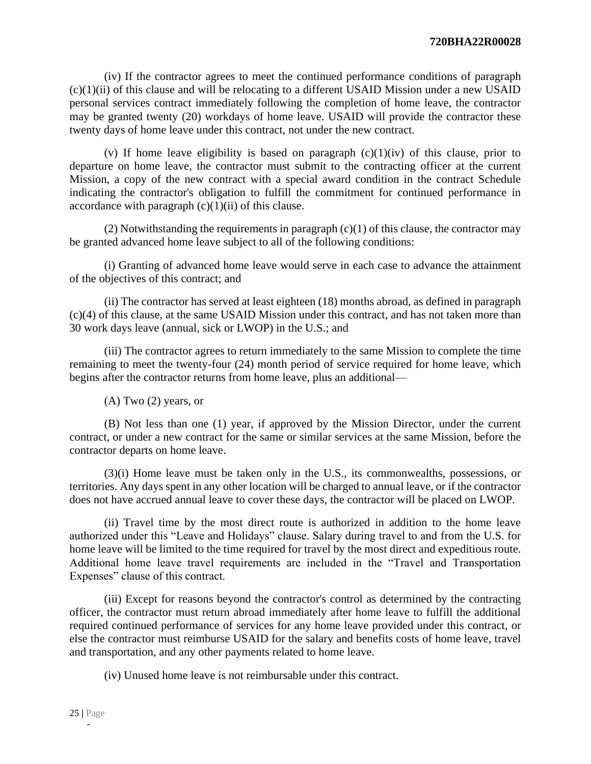(iv) If the contractor agrees to meet the continued performance conditions of paragraph (c)(1)(ii) of this clause and will be relocating to a different USAID Mission under a new USAID personal services contract immediately following the completion of home leave, the contractor may be granted twenty (20) workdays of home leave. USAID will provide the contractor these twenty days of home leave under this contract, not under the new contract.

(v) If home leave eligibility is based on paragraph (c)(1)(iv) of this clause, prior to departure on home leave, the contractor must submit to the contracting officer at the current Mission, a copy of the new contract with a special award condition in the contract Schedule indicating the contractor's obligation to fulfill the commitment for continued performance in accordance with paragraph (c)(1)(ii) of this clause.

(2) Notwithstanding the requirements in paragraph (c)(1) of this clause, the contractor may be granted advanced home leave subject to all of the following conditions:

(i) Granting of advanced home leave would serve in each case to advance the attainment of the objectives of this contract; and

(ii) The contractor has served at least eighteen (18) months abroad, as defined in paragraph (c)(4) of this clause, at the same USAID Mission under this contract, and has not taken more than 30 work days leave (annual, sick or LWOP) in the U.S.; and

(iii) The contractor agrees to return immediately to the same Mission to complete the time remaining to meet the twenty-four (24) month period of service required for home leave, which begins after the contractor returns from home leave, plus an additional—

(A) Two (2) years, or

(B) Not less than one (1) year, if approved by the Mission Director, under the current contract, or under a new contract for the same or similar services at the same Mission, before the contractor departs on home leave.

(3)(i) Home leave must be taken only in the U.S., its commonwealths, possessions, or territories. Any days spent in any other location will be charged to annual leave, or if the contractor does not have accrued annual leave to cover these days, the contractor will be placed on LWOP.

(ii) Travel time by the most direct route is authorized in addition to the home leave authorized under this "Leave and Holidays" clause. Salary during travel to and from the U.S. for home leave will be limited to the time required for travel by the most direct and expeditious route. Additional home leave travel requirements are included in the "Travel and Transportation Expenses" clause of this contract.

(iii) Except for reasons beyond the contractor's control as determined by the contracting officer, the contractor must return abroad immediately after home leave to fulfill the additional required continued performance of services for any home leave provided under this contract, or else the contractor must reimburse USAID for the salary and benefits costs of home leave, travel and transportation, and any other payments related to home leave.

(iv) Unused home leave is not reimbursable under this contract.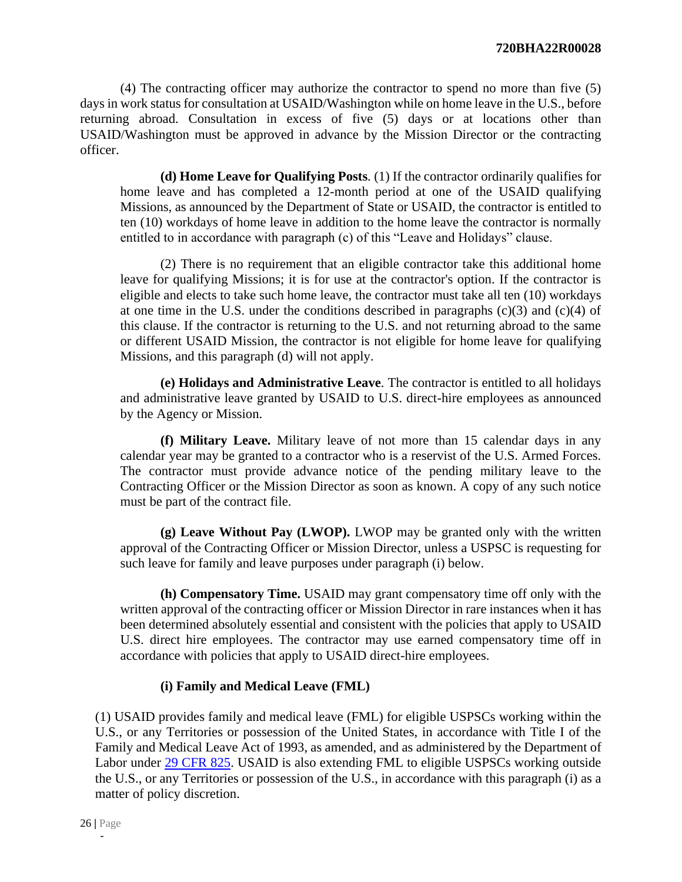(4) The contracting officer may authorize the contractor to spend no more than five (5) days in work status for consultation at USAID/Washington while on home leave in the U.S., before returning abroad. Consultation in excess of five (5) days or at locations other than USAID/Washington must be approved in advance by the Mission Director or the contracting officer.

**(d) Home Leave for Qualifying Posts**. (1) If the contractor ordinarily qualifies for home leave and has completed a 12-month period at one of the USAID qualifying Missions, as announced by the Department of State or USAID, the contractor is entitled to ten (10) workdays of home leave in addition to the home leave the contractor is normally entitled to in accordance with paragraph (c) of this "Leave and Holidays" clause.

(2) There is no requirement that an eligible contractor take this additional home leave for qualifying Missions; it is for use at the contractor's option. If the contractor is eligible and elects to take such home leave, the contractor must take all ten (10) workdays at one time in the U.S. under the conditions described in paragraphs (c)(3) and (c)(4) of this clause. If the contractor is returning to the U.S. and not returning abroad to the same or different USAID Mission, the contractor is not eligible for home leave for qualifying Missions, and this paragraph (d) will not apply.

**(e) Holidays and Administrative Leave**. The contractor is entitled to all holidays and administrative leave granted by USAID to U.S. direct-hire employees as announced by the Agency or Mission.

**(f) Military Leave.** Military leave of not more than 15 calendar days in any calendar year may be granted to a contractor who is a reservist of the U.S. Armed Forces. The contractor must provide advance notice of the pending military leave to the Contracting Officer or the Mission Director as soon as known. A copy of any such notice must be part of the contract file.

**(g) Leave Without Pay (LWOP).** LWOP may be granted only with the written approval of the Contracting Officer or Mission Director, unless a USPSC is requesting for such leave for family and leave purposes under paragraph (i) below.

**(h) Compensatory Time.** USAID may grant compensatory time off only with the written approval of the contracting officer or Mission Director in rare instances when it has been determined absolutely essential and consistent with the policies that apply to USAID U.S. direct hire employees. The contractor may use earned compensatory time off in accordance with policies that apply to USAID direct-hire employees.

**(i) Family and Medical Leave (FML)**

(1) USAID provides family and medical leave (FML) for eligible USPSCs working within the U.S., or any Territories or possession of the United States, in accordance with Title I of the Family and Medical Leave Act of 1993, as amended, and as administered by the Department of Labor under 29 CFR 825. USAID is also extending FML to eligible USPSCs working outside the U.S., or any Territories or possession of the U.S., in accordance with this paragraph (i) as a matter of policy discretion.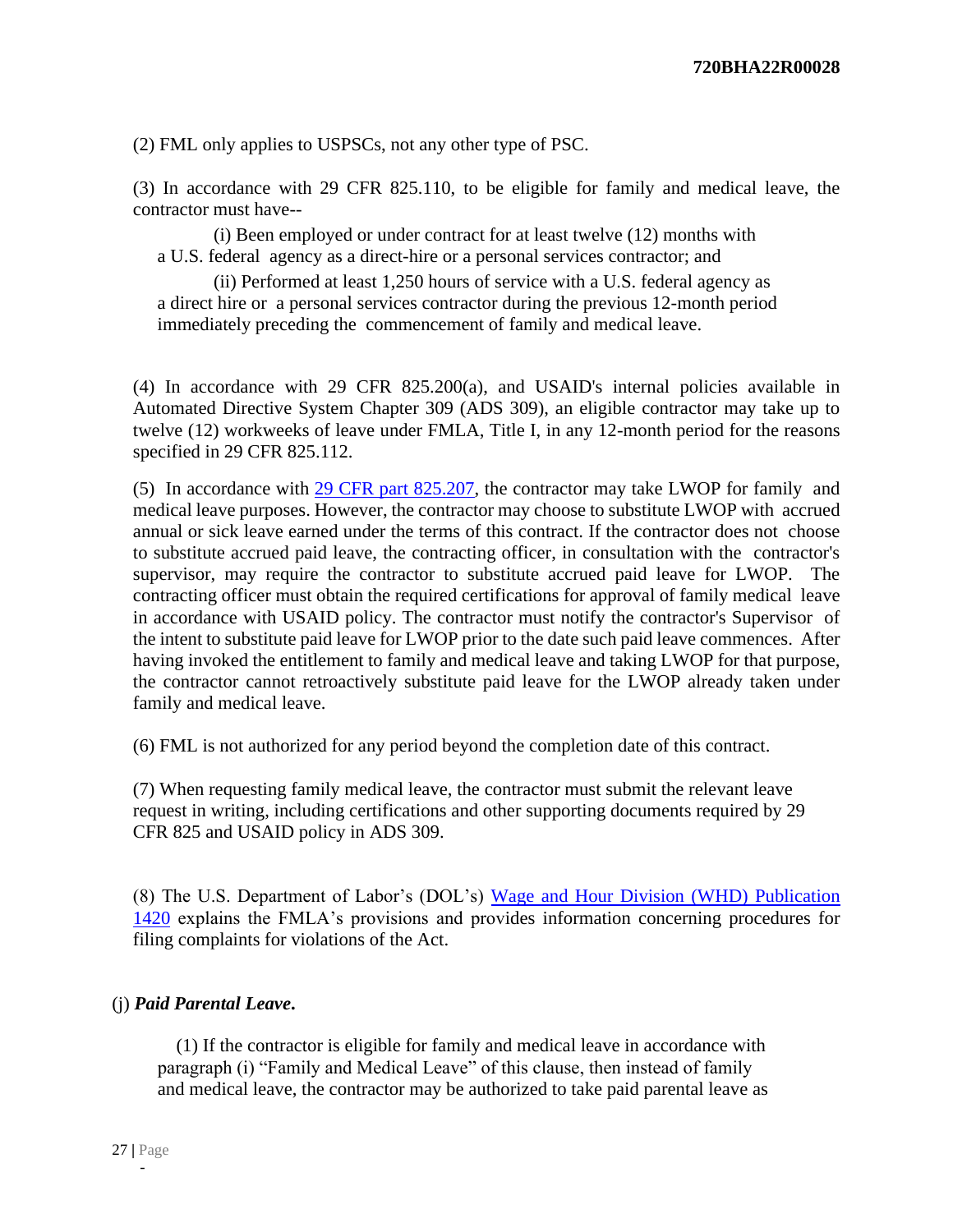(2) FML only applies to USPSCs, not any other type of PSC.

(3) In accordance with 29 CFR 825.110, to be eligible for family and medical leave, the contractor must have--

(i) Been employed or under contract for at least twelve (12) months with a U.S. federal agency as a direct-hire or a personal services contractor; and

(ii) Performed at least 1,250 hours of service with a U.S. federal agency as a direct hire or a personal services contractor during the previous 12-month period immediately preceding the commencement of family and medical leave.

(4) In accordance with 29 CFR 825.200(a), and USAID's internal policies available in Automated Directive System Chapter 309 (ADS 309), an eligible contractor may take up to twelve (12) workweeks of leave under FMLA, Title I, in any 12-month period for the reasons specified in 29 CFR 825.112.

(5) In accordance with [29 CFR part 825.207](), the contractor may take LWOP for family and medical leave purposes. However, the contractor may choose to substitute LWOP with accrued annual or sick leave earned under the terms of this contract. If the contractor does not choose to substitute accrued paid leave, the contracting officer, in consultation with the contractor's supervisor, may require the contractor to substitute accrued paid leave for LWOP. The contracting officer must obtain the required certifications for approval of family medical leave in accordance with USAID policy. The contractor must notify the contractor's Supervisor of the intent to substitute paid leave for LWOP prior to the date such paid leave commences. After having invoked the entitlement to family and medical leave and taking LWOP for that purpose, the contractor cannot retroactively substitute paid leave for the LWOP already taken under family and medical leave.

(6) FML is not authorized for any period beyond the completion date of this contract.

(7) When requesting family medical leave, the contractor must submit the relevant leave request in writing, including certifications and other supporting documents required by 29 CFR 825 and USAID policy in ADS 309.

(8) The U.S. Department of Labor's (DOL's) [Wage and Hour Division (WHD) Publication 1420]() explains the FMLA's provisions and provides information concerning procedures for filing complaints for violations of the Act.

(j) ***Paid Parental Leave*.**

(1) If the contractor is eligible for family and medical leave in accordance with paragraph (i) "Family and Medical Leave" of this clause, then instead of family and medical leave, the contractor may be authorized to take paid parental leave as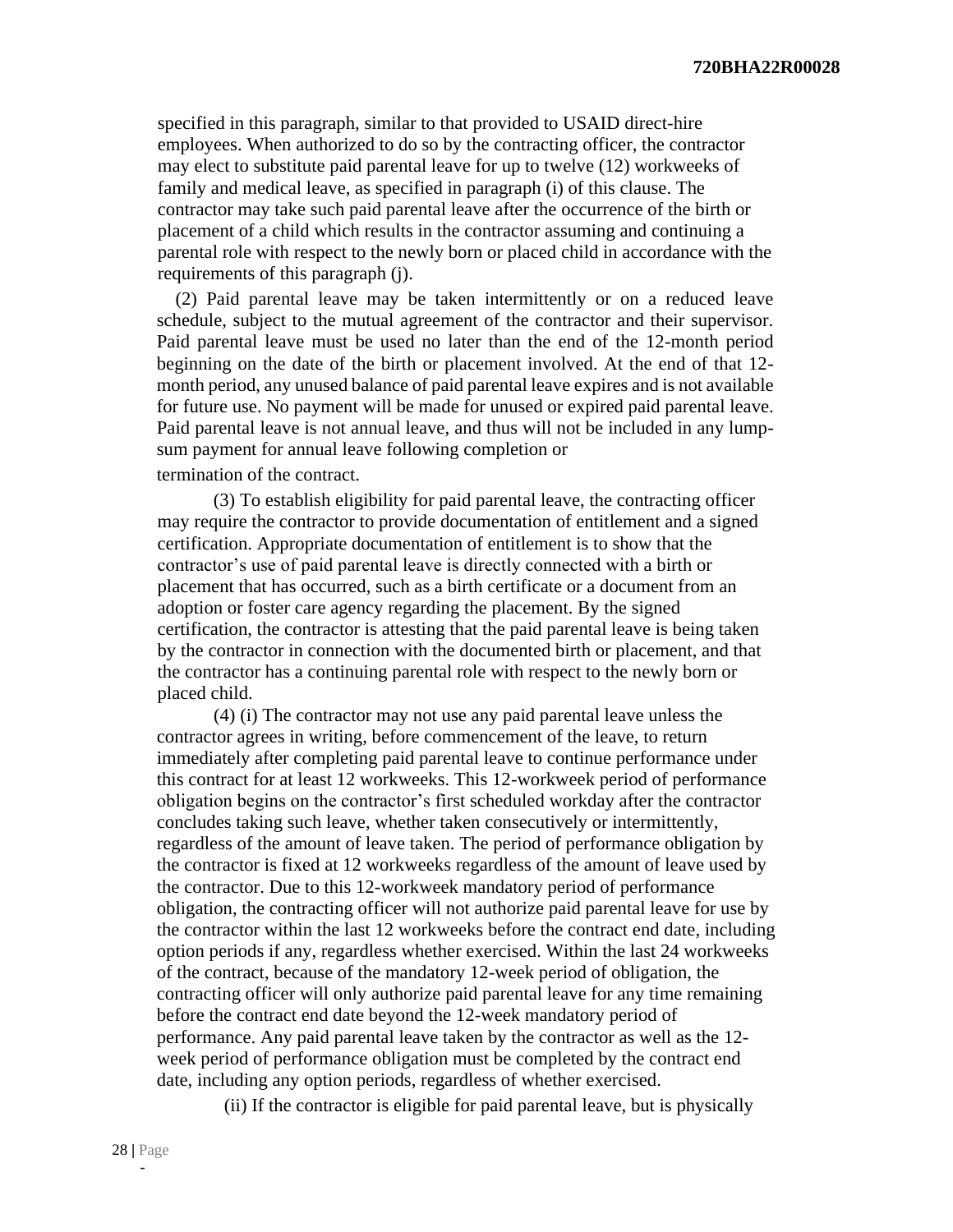specified in this paragraph, similar to that provided to USAID direct-hire employees. When authorized to do so by the contracting officer, the contractor may elect to substitute paid parental leave for up to twelve (12) workweeks of family and medical leave, as specified in paragraph (i) of this clause. The contractor may take such paid parental leave after the occurrence of the birth or placement of a child which results in the contractor assuming and continuing a parental role with respect to the newly born or placed child in accordance with the requirements of this paragraph (j).

(2) Paid parental leave may be taken intermittently or on a reduced leave schedule, subject to the mutual agreement of the contractor and their supervisor. Paid parental leave must be used no later than the end of the 12-month period beginning on the date of the birth or placement involved. At the end of that 12-month period, any unused balance of paid parental leave expires and is not available for future use. No payment will be made for unused or expired paid parental leave. Paid parental leave is not annual leave, and thus will not be included in any lump-sum payment for annual leave following completion or termination of the contract.

(3) To establish eligibility for paid parental leave, the contracting officer may require the contractor to provide documentation of entitlement and a signed certification. Appropriate documentation of entitlement is to show that the contractor's use of paid parental leave is directly connected with a birth or placement that has occurred, such as a birth certificate or a document from an adoption or foster care agency regarding the placement. By the signed certification, the contractor is attesting that the paid parental leave is being taken by the contractor in connection with the documented birth or placement, and that the contractor has a continuing parental role with respect to the newly born or placed child.

(4) (i) The contractor may not use any paid parental leave unless the contractor agrees in writing, before commencement of the leave, to return immediately after completing paid parental leave to continue performance under this contract for at least 12 workweeks. This 12-workweek period of performance obligation begins on the contractor's first scheduled workday after the contractor concludes taking such leave, whether taken consecutively or intermittently, regardless of the amount of leave taken. The period of performance obligation by the contractor is fixed at 12 workweeks regardless of the amount of leave used by the contractor. Due to this 12-workweek mandatory period of performance obligation, the contracting officer will not authorize paid parental leave for use by the contractor within the last 12 workweeks before the contract end date, including option periods if any, regardless whether exercised. Within the last 24 workweeks of the contract, because of the mandatory 12-week period of obligation, the contracting officer will only authorize paid parental leave for any time remaining before the contract end date beyond the 12-week mandatory period of performance. Any paid parental leave taken by the contractor as well as the 12-week period of performance obligation must be completed by the contract end date, including any option periods, regardless of whether exercised.

(ii) If the contractor is eligible for paid parental leave, but is physically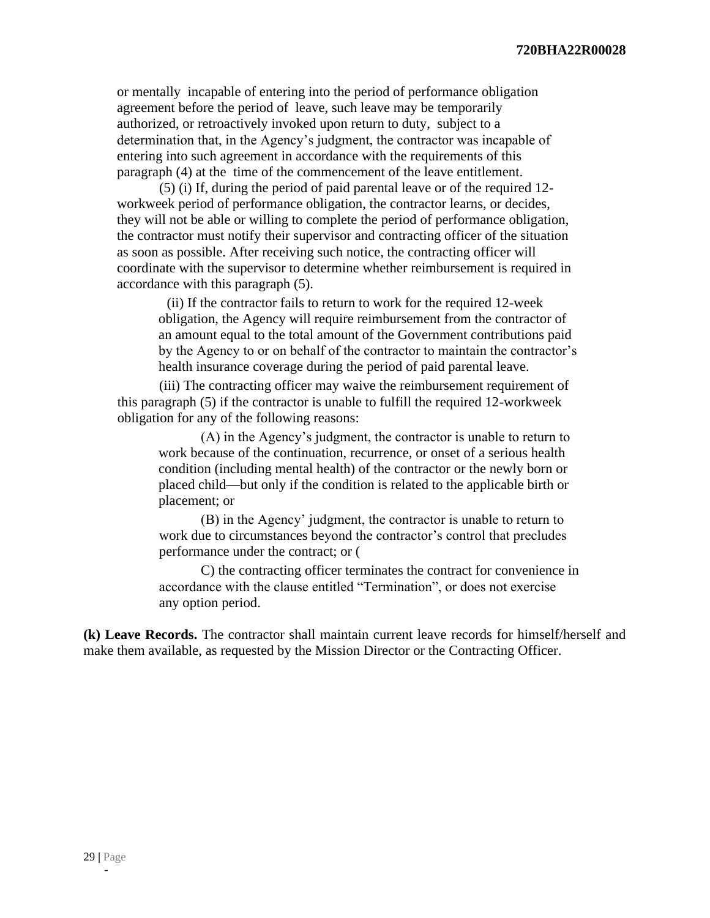or mentally incapable of entering into the period of performance obligation agreement before the period of leave, such leave may be temporarily authorized, or retroactively invoked upon return to duty, subject to a determination that, in the Agency's judgment, the contractor was incapable of entering into such agreement in accordance with the requirements of this paragraph (4) at the time of the commencement of the leave entitlement.

(5) (i) If, during the period of paid parental leave or of the required 12-workweek period of performance obligation, the contractor learns, or decides, they will not be able or willing to complete the period of performance obligation, the contractor must notify their supervisor and contracting officer of the situation as soon as possible. After receiving such notice, the contracting officer will coordinate with the supervisor to determine whether reimbursement is required in accordance with this paragraph (5).

(ii) If the contractor fails to return to work for the required 12-week obligation, the Agency will require reimbursement from the contractor of an amount equal to the total amount of the Government contributions paid by the Agency to or on behalf of the contractor to maintain the contractor's health insurance coverage during the period of paid parental leave.

(iii) The contracting officer may waive the reimbursement requirement of this paragraph (5) if the contractor is unable to fulfill the required 12-workweek obligation for any of the following reasons:

(A) in the Agency's judgment, the contractor is unable to return to work because of the continuation, recurrence, or onset of a serious health condition (including mental health) of the contractor or the newly born or placed child—but only if the condition is related to the applicable birth or placement; or

(B) in the Agency' judgment, the contractor is unable to return to work due to circumstances beyond the contractor's control that precludes performance under the contract; or (

C) the contracting officer terminates the contract for convenience in accordance with the clause entitled "Termination", or does not exercise any option period.

**(k) Leave Records.** The contractor shall maintain current leave records for himself/herself and make them available, as requested by the Mission Director or the Contracting Officer.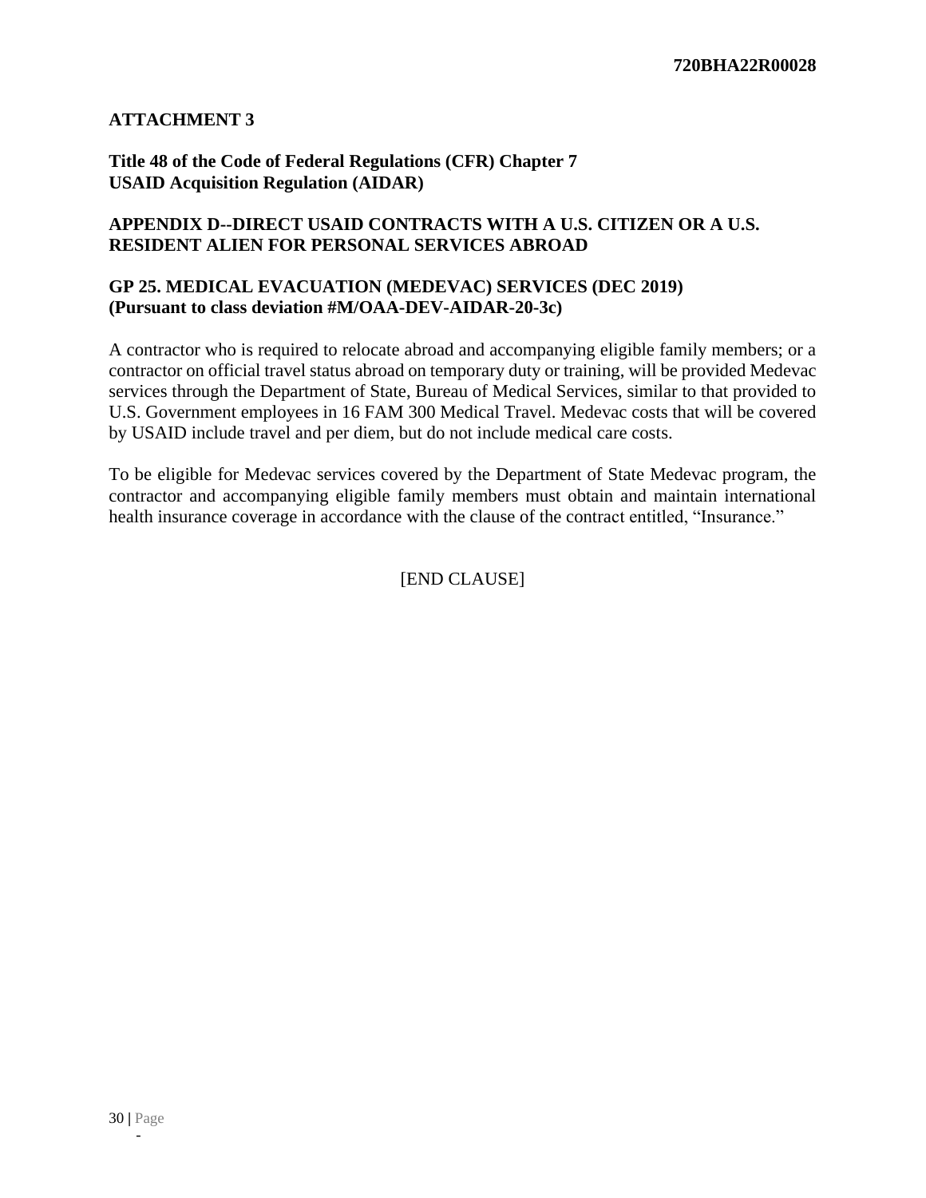**ATTACHMENT 3**

**Title 48 of the Code of Federal Regulations (CFR) Chapter 7**
**USAID Acquisition Regulation (AIDAR)**

**APPENDIX D--DIRECT USAID CONTRACTS WITH A U.S. CITIZEN OR A U.S. RESIDENT ALIEN FOR PERSONAL SERVICES ABROAD**

**GP 25. MEDICAL EVACUATION (MEDEVAC) SERVICES (DEC 2019)**
**(Pursuant to class deviation #M/OAA-DEV-AIDAR-20-3c)**

A contractor who is required to relocate abroad and accompanying eligible family members; or a contractor on official travel status abroad on temporary duty or training, will be provided Medevac services through the Department of State, Bureau of Medical Services, similar to that provided to U.S. Government employees in 16 FAM 300 Medical Travel. Medevac costs that will be covered by USAID include travel and per diem, but do not include medical care costs.

To be eligible for Medevac services covered by the Department of State Medevac program, the contractor and accompanying eligible family members must obtain and maintain international health insurance coverage in accordance with the clause of the contract entitled, "Insurance."

[END CLAUSE]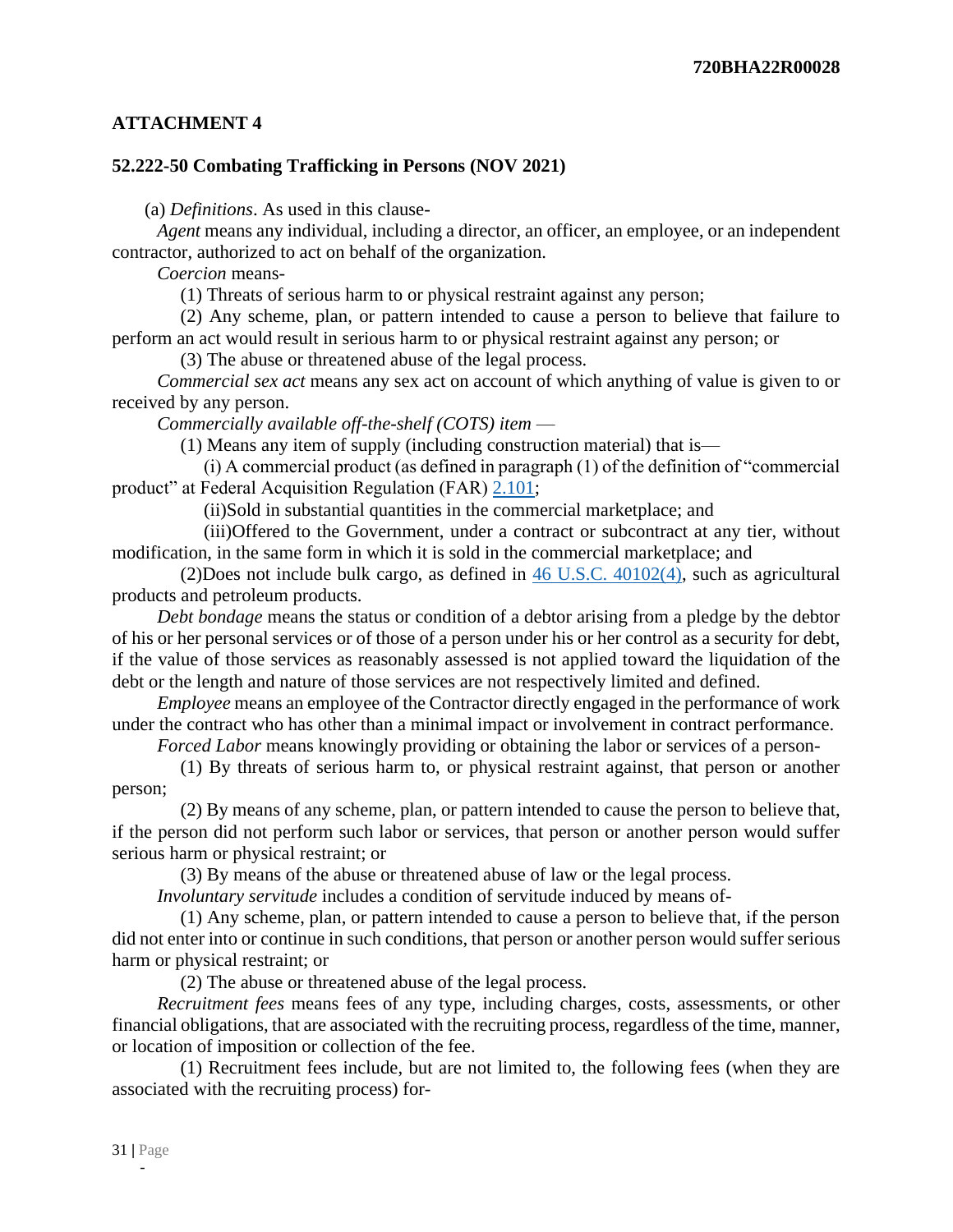## ATTACHMENT 4

### 52.222-50 Combating Trafficking in Persons (NOV 2021)

(a) *Definitions*. As used in this clause-

*Agent* means any individual, including a director, an officer, an employee, or an independent contractor, authorized to act on behalf of the organization.

*Coercion* means-

(1) Threats of serious harm to or physical restraint against any person;

(2) Any scheme, plan, or pattern intended to cause a person to believe that failure to perform an act would result in serious harm to or physical restraint against any person; or

(3) The abuse or threatened abuse of the legal process.

*Commercial sex act* means any sex act on account of which anything of value is given to or received by any person.

*Commercially available off-the-shelf (COTS) item* —

(1) Means any item of supply (including construction material) that is—

(i) A commercial product (as defined in paragraph (1) of the definition of "commercial product" at Federal Acquisition Regulation (FAR) 2.101;

(ii)Sold in substantial quantities in the commercial marketplace; and

(iii)Offered to the Government, under a contract or subcontract at any tier, without modification, in the same form in which it is sold in the commercial marketplace; and

(2)Does not include bulk cargo, as defined in 46 U.S.C. 40102(4), such as agricultural products and petroleum products.

*Debt bondage* means the status or condition of a debtor arising from a pledge by the debtor of his or her personal services or of those of a person under his or her control as a security for debt, if the value of those services as reasonably assessed is not applied toward the liquidation of the debt or the length and nature of those services are not respectively limited and defined.

*Employee* means an employee of the Contractor directly engaged in the performance of work under the contract who has other than a minimal impact or involvement in contract performance.

*Forced Labor* means knowingly providing or obtaining the labor or services of a person-

(1) By threats of serious harm to, or physical restraint against, that person or another person;

(2) By means of any scheme, plan, or pattern intended to cause the person to believe that, if the person did not perform such labor or services, that person or another person would suffer serious harm or physical restraint; or

(3) By means of the abuse or threatened abuse of law or the legal process.

*Involuntary servitude* includes a condition of servitude induced by means of-

(1) Any scheme, plan, or pattern intended to cause a person to believe that, if the person did not enter into or continue in such conditions, that person or another person would suffer serious harm or physical restraint; or

(2) The abuse or threatened abuse of the legal process.

*Recruitment fees* means fees of any type, including charges, costs, assessments, or other financial obligations, that are associated with the recruiting process, regardless of the time, manner, or location of imposition or collection of the fee.

(1) Recruitment fees include, but are not limited to, the following fees (when they are associated with the recruiting process) for-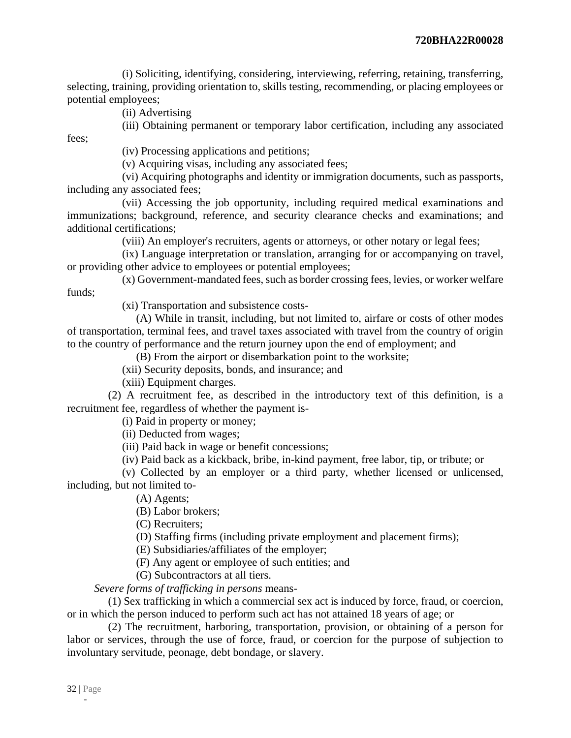(i) Soliciting, identifying, considering, interviewing, referring, retaining, transferring, selecting, training, providing orientation to, skills testing, recommending, or placing employees or potential employees;

(ii) Advertising

(iii) Obtaining permanent or temporary labor certification, including any associated fees;

(iv) Processing applications and petitions;

(v) Acquiring visas, including any associated fees;

(vi) Acquiring photographs and identity or immigration documents, such as passports, including any associated fees;

(vii) Accessing the job opportunity, including required medical examinations and immunizations; background, reference, and security clearance checks and examinations; and additional certifications;

(viii) An employer's recruiters, agents or attorneys, or other notary or legal fees;

(ix) Language interpretation or translation, arranging for or accompanying on travel, or providing other advice to employees or potential employees;

(x) Government-mandated fees, such as border crossing fees, levies, or worker welfare funds;

(xi) Transportation and subsistence costs-

(A) While in transit, including, but not limited to, airfare or costs of other modes of transportation, terminal fees, and travel taxes associated with travel from the country of origin to the country of performance and the return journey upon the end of employment; and

(B) From the airport or disembarkation point to the worksite;

(xii) Security deposits, bonds, and insurance; and

(xiii) Equipment charges.

(2) A recruitment fee, as described in the introductory text of this definition, is a recruitment fee, regardless of whether the payment is-

(i) Paid in property or money;

(ii) Deducted from wages;

(iii) Paid back in wage or benefit concessions;

(iv) Paid back as a kickback, bribe, in-kind payment, free labor, tip, or tribute; or

(v) Collected by an employer or a third party, whether licensed or unlicensed, including, but not limited to-

(A) Agents;

(B) Labor brokers;

(C) Recruiters;

(D) Staffing firms (including private employment and placement firms);

(E) Subsidiaries/affiliates of the employer;

(F) Any agent or employee of such entities; and

(G) Subcontractors at all tiers.

*Severe forms of trafficking in persons* means-

(1) Sex trafficking in which a commercial sex act is induced by force, fraud, or coercion, or in which the person induced to perform such act has not attained 18 years of age; or

(2) The recruitment, harboring, transportation, provision, or obtaining of a person for labor or services, through the use of force, fraud, or coercion for the purpose of subjection to involuntary servitude, peonage, debt bondage, or slavery.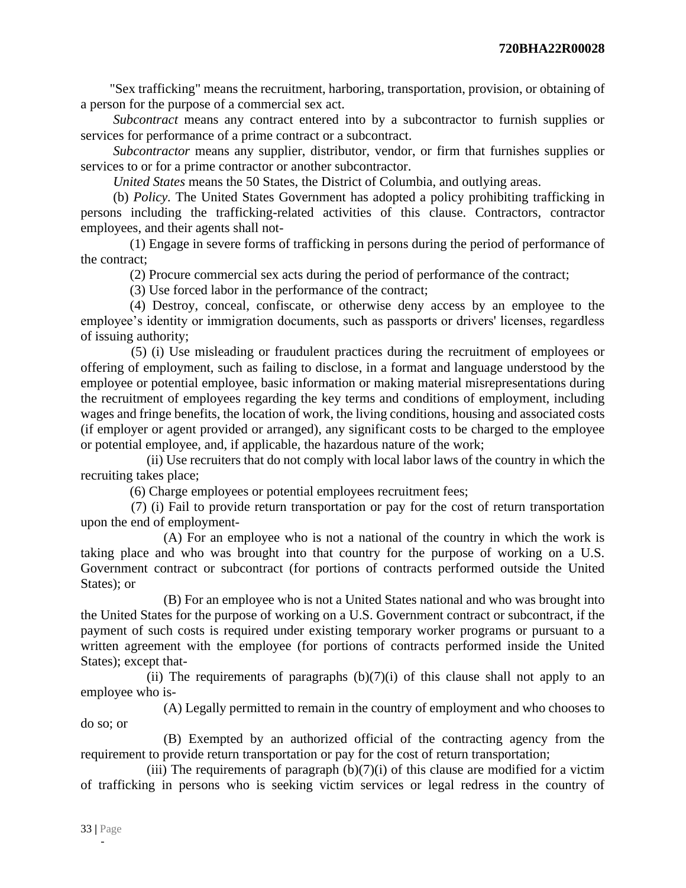"Sex trafficking" means the recruitment, harboring, transportation, provision, or obtaining of a person for the purpose of a commercial sex act.

*Subcontract* means any contract entered into by a subcontractor to furnish supplies or services for performance of a prime contract or a subcontract.

*Subcontractor* means any supplier, distributor, vendor, or firm that furnishes supplies or services to or for a prime contractor or another subcontractor.

*United States* means the 50 States, the District of Columbia, and outlying areas.

(b) *Policy*. The United States Government has adopted a policy prohibiting trafficking in persons including the trafficking-related activities of this clause. Contractors, contractor employees, and their agents shall not-

(1) Engage in severe forms of trafficking in persons during the period of performance of the contract;

(2) Procure commercial sex acts during the period of performance of the contract;

(3) Use forced labor in the performance of the contract;

(4) Destroy, conceal, confiscate, or otherwise deny access by an employee to the employee's identity or immigration documents, such as passports or drivers' licenses, regardless of issuing authority;

(5) (i) Use misleading or fraudulent practices during the recruitment of employees or offering of employment, such as failing to disclose, in a format and language understood by the employee or potential employee, basic information or making material misrepresentations during the recruitment of employees regarding the key terms and conditions of employment, including wages and fringe benefits, the location of work, the living conditions, housing and associated costs (if employer or agent provided or arranged), any significant costs to be charged to the employee or potential employee, and, if applicable, the hazardous nature of the work;

(ii) Use recruiters that do not comply with local labor laws of the country in which the recruiting takes place;

(6) Charge employees or potential employees recruitment fees;

(7) (i) Fail to provide return transportation or pay for the cost of return transportation upon the end of employment-

(A) For an employee who is not a national of the country in which the work is taking place and who was brought into that country for the purpose of working on a U.S. Government contract or subcontract (for portions of contracts performed outside the United States); or

(B) For an employee who is not a United States national and who was brought into the United States for the purpose of working on a U.S. Government contract or subcontract, if the payment of such costs is required under existing temporary worker programs or pursuant to a written agreement with the employee (for portions of contracts performed inside the United States); except that-

(ii) The requirements of paragraphs (b)(7)(i) of this clause shall not apply to an employee who is-

(A) Legally permitted to remain in the country of employment and who chooses to do so; or

(B) Exempted by an authorized official of the contracting agency from the requirement to provide return transportation or pay for the cost of return transportation;

(iii) The requirements of paragraph (b)(7)(i) of this clause are modified for a victim of trafficking in persons who is seeking victim services or legal redress in the country of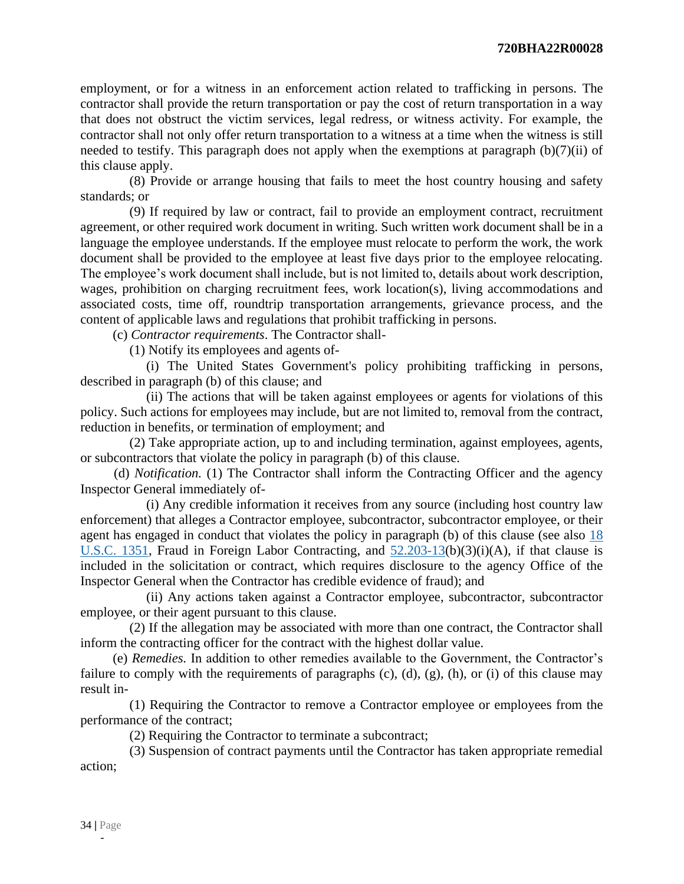employment, or for a witness in an enforcement action related to trafficking in persons. The contractor shall provide the return transportation or pay the cost of return transportation in a way that does not obstruct the victim services, legal redress, or witness activity. For example, the contractor shall not only offer return transportation to a witness at a time when the witness is still needed to testify. This paragraph does not apply when the exemptions at paragraph (b)(7)(ii) of this clause apply.

(8) Provide or arrange housing that fails to meet the host country housing and safety standards; or

(9) If required by law or contract, fail to provide an employment contract, recruitment agreement, or other required work document in writing. Such written work document shall be in a language the employee understands. If the employee must relocate to perform the work, the work document shall be provided to the employee at least five days prior to the employee relocating. The employee's work document shall include, but is not limited to, details about work description, wages, prohibition on charging recruitment fees, work location(s), living accommodations and associated costs, time off, roundtrip transportation arrangements, grievance process, and the content of applicable laws and regulations that prohibit trafficking in persons.

(c) *Contractor requirements*. The Contractor shall-

(1) Notify its employees and agents of-

(i) The United States Government's policy prohibiting trafficking in persons, described in paragraph (b) of this clause; and

(ii) The actions that will be taken against employees or agents for violations of this policy. Such actions for employees may include, but are not limited to, removal from the contract, reduction in benefits, or termination of employment; and

(2) Take appropriate action, up to and including termination, against employees, agents, or subcontractors that violate the policy in paragraph (b) of this clause.

(d) *Notification.* (1) The Contractor shall inform the Contracting Officer and the agency Inspector General immediately of-

(i) Any credible information it receives from any source (including host country law enforcement) that alleges a Contractor employee, subcontractor, subcontractor employee, or their agent has engaged in conduct that violates the policy in paragraph (b) of this clause (see also 18 U.S.C. 1351, Fraud in Foreign Labor Contracting, and 52.203-13(b)(3)(i)(A), if that clause is included in the solicitation or contract, which requires disclosure to the agency Office of the Inspector General when the Contractor has credible evidence of fraud); and

(ii) Any actions taken against a Contractor employee, subcontractor, subcontractor employee, or their agent pursuant to this clause.

(2) If the allegation may be associated with more than one contract, the Contractor shall inform the contracting officer for the contract with the highest dollar value.

(e) *Remedies.* In addition to other remedies available to the Government, the Contractor's failure to comply with the requirements of paragraphs (c), (d), (g), (h), or (i) of this clause may result in-

(1) Requiring the Contractor to remove a Contractor employee or employees from the performance of the contract;

(2) Requiring the Contractor to terminate a subcontract;

(3) Suspension of contract payments until the Contractor has taken appropriate remedial action;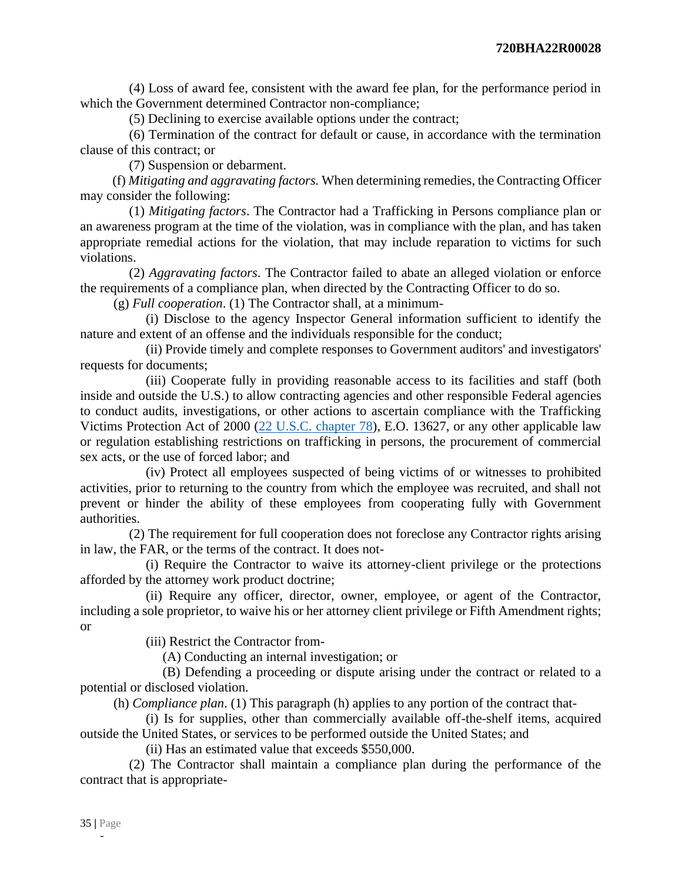(4) Loss of award fee, consistent with the award fee plan, for the performance period in which the Government determined Contractor non-compliance;

(5) Declining to exercise available options under the contract;

(6) Termination of the contract for default or cause, in accordance with the termination clause of this contract; or

(7) Suspension or debarment.

(f) *Mitigating and aggravating factors.* When determining remedies, the Contracting Officer may consider the following:

(1) *Mitigating factors*. The Contractor had a Trafficking in Persons compliance plan or an awareness program at the time of the violation, was in compliance with the plan, and has taken appropriate remedial actions for the violation, that may include reparation to victims for such violations.

(2) *Aggravating factors*. The Contractor failed to abate an alleged violation or enforce the requirements of a compliance plan, when directed by the Contracting Officer to do so.

(g) *Full cooperation*. (1) The Contractor shall, at a minimum-

(i) Disclose to the agency Inspector General information sufficient to identify the nature and extent of an offense and the individuals responsible for the conduct;

(ii) Provide timely and complete responses to Government auditors' and investigators' requests for documents;

(iii) Cooperate fully in providing reasonable access to its facilities and staff (both inside and outside the U.S.) to allow contracting agencies and other responsible Federal agencies to conduct audits, investigations, or other actions to ascertain compliance with the Trafficking Victims Protection Act of 2000 (22 U.S.C. chapter 78), E.O. 13627, or any other applicable law or regulation establishing restrictions on trafficking in persons, the procurement of commercial sex acts, or the use of forced labor; and

(iv) Protect all employees suspected of being victims of or witnesses to prohibited activities, prior to returning to the country from which the employee was recruited, and shall not prevent or hinder the ability of these employees from cooperating fully with Government authorities.

(2) The requirement for full cooperation does not foreclose any Contractor rights arising in law, the FAR, or the terms of the contract. It does not-

(i) Require the Contractor to waive its attorney-client privilege or the protections afforded by the attorney work product doctrine;

(ii) Require any officer, director, owner, employee, or agent of the Contractor, including a sole proprietor, to waive his or her attorney client privilege or Fifth Amendment rights; or

(iii) Restrict the Contractor from-

(A) Conducting an internal investigation; or

(B) Defending a proceeding or dispute arising under the contract or related to a potential or disclosed violation.

(h) *Compliance plan*. (1) This paragraph (h) applies to any portion of the contract that-

(i) Is for supplies, other than commercially available off-the-shelf items, acquired outside the United States, or services to be performed outside the United States; and

(ii) Has an estimated value that exceeds $550,000.

(2) The Contractor shall maintain a compliance plan during the performance of the contract that is appropriate-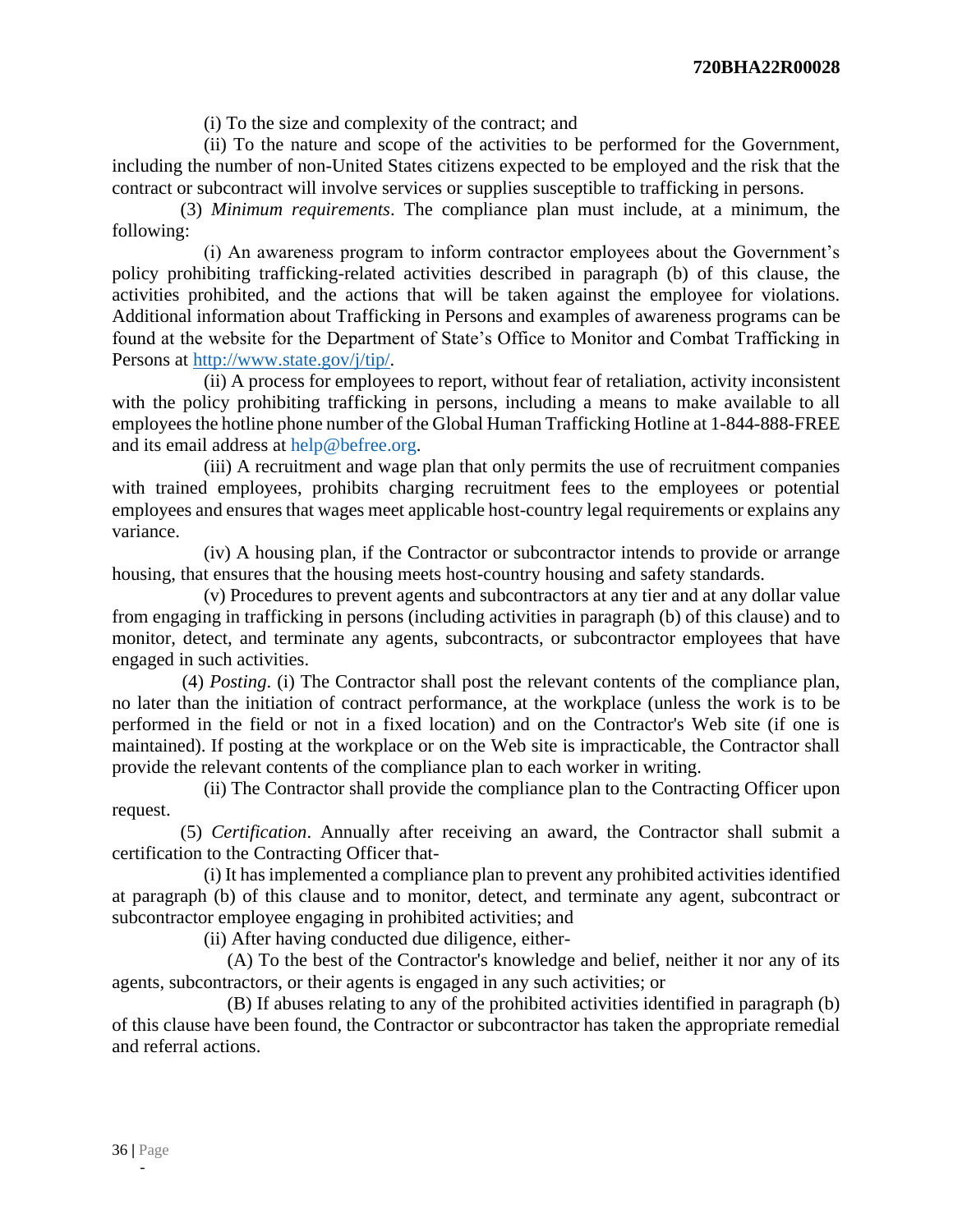(i) To the size and complexity of the contract; and

(ii) To the nature and scope of the activities to be performed for the Government, including the number of non-United States citizens expected to be employed and the risk that the contract or subcontract will involve services or supplies susceptible to trafficking in persons.

(3) *Minimum requirements*. The compliance plan must include, at a minimum, the following:

(i) An awareness program to inform contractor employees about the Government's policy prohibiting trafficking-related activities described in paragraph (b) of this clause, the activities prohibited, and the actions that will be taken against the employee for violations. Additional information about Trafficking in Persons and examples of awareness programs can be found at the website for the Department of State's Office to Monitor and Combat Trafficking in Persons at [http://www.state.gov/j/tip/](http://www.state.gov/j/tip/).

(ii) A process for employees to report, without fear of retaliation, activity inconsistent with the policy prohibiting trafficking in persons, including a means to make available to all employees the hotline phone number of the Global Human Trafficking Hotline at 1-844-888-FREE and its email address at help@befree.org.

(iii) A recruitment and wage plan that only permits the use of recruitment companies with trained employees, prohibits charging recruitment fees to the employees or potential employees and ensures that wages meet applicable host-country legal requirements or explains any variance.

(iv) A housing plan, if the Contractor or subcontractor intends to provide or arrange housing, that ensures that the housing meets host-country housing and safety standards.

(v) Procedures to prevent agents and subcontractors at any tier and at any dollar value from engaging in trafficking in persons (including activities in paragraph (b) of this clause) and to monitor, detect, and terminate any agents, subcontracts, or subcontractor employees that have engaged in such activities.

(4) *Posting*. (i) The Contractor shall post the relevant contents of the compliance plan, no later than the initiation of contract performance, at the workplace (unless the work is to be performed in the field or not in a fixed location) and on the Contractor's Web site (if one is maintained). If posting at the workplace or on the Web site is impracticable, the Contractor shall provide the relevant contents of the compliance plan to each worker in writing.

(ii) The Contractor shall provide the compliance plan to the Contracting Officer upon request.

(5) *Certification*. Annually after receiving an award, the Contractor shall submit a certification to the Contracting Officer that-

(i) It has implemented a compliance plan to prevent any prohibited activities identified at paragraph (b) of this clause and to monitor, detect, and terminate any agent, subcontract or subcontractor employee engaging in prohibited activities; and

(ii) After having conducted due diligence, either-

(A) To the best of the Contractor's knowledge and belief, neither it nor any of its agents, subcontractors, or their agents is engaged in any such activities; or

(B) If abuses relating to any of the prohibited activities identified in paragraph (b) of this clause have been found, the Contractor or subcontractor has taken the appropriate remedial and referral actions.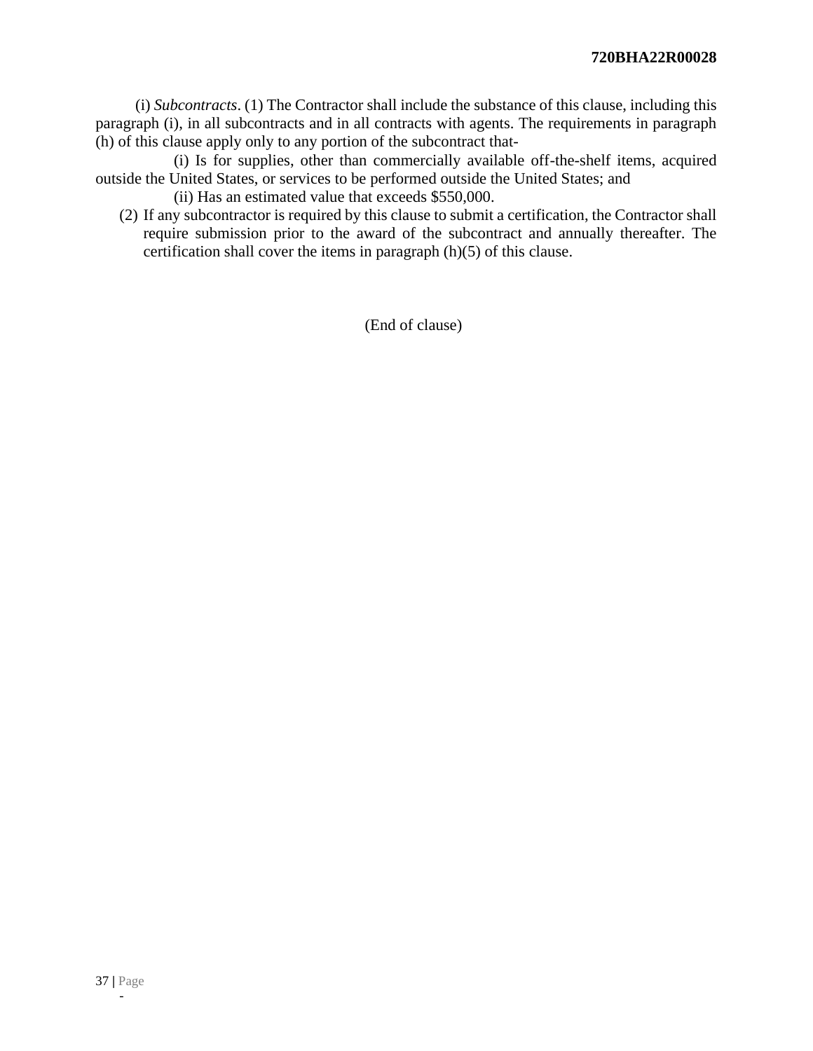(i) *Subcontracts*. (1) The Contractor shall include the substance of this clause, including this paragraph (i), in all subcontracts and in all contracts with agents. The requirements in paragraph (h) of this clause apply only to any portion of the subcontract that-

(i) Is for supplies, other than commercially available off-the-shelf items, acquired outside the United States, or services to be performed outside the United States; and

(ii) Has an estimated value that exceeds $550,000.

(2) If any subcontractor is required by this clause to submit a certification, the Contractor shall require submission prior to the award of the subcontract and annually thereafter. The certification shall cover the items in paragraph (h)(5) of this clause.

(End of clause)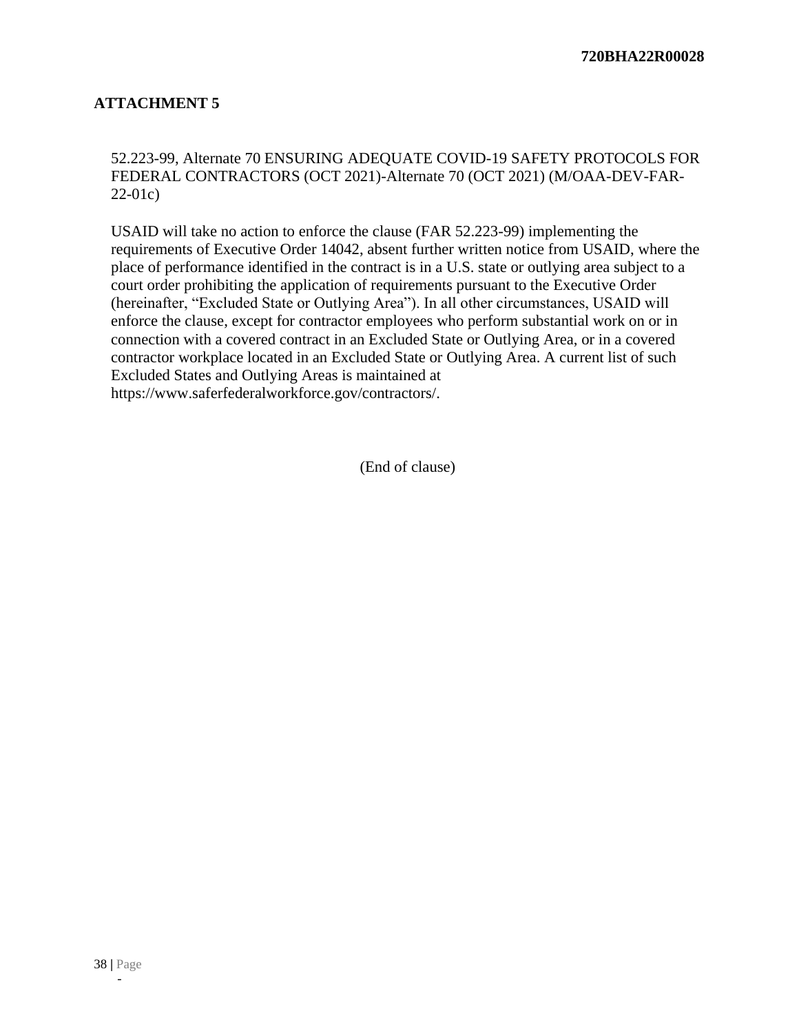## ATTACHMENT 5

52.223-99, Alternate 70 ENSURING ADEQUATE COVID-19 SAFETY PROTOCOLS FOR FEDERAL CONTRACTORS (OCT 2021)-Alternate 70 (OCT 2021) (M/OAA-DEV-FAR-22-01c)

USAID will take no action to enforce the clause (FAR 52.223-99) implementing the requirements of Executive Order 14042, absent further written notice from USAID, where the place of performance identified in the contract is in a U.S. state or outlying area subject to a court order prohibiting the application of requirements pursuant to the Executive Order (hereinafter, “Excluded State or Outlying Area”). In all other circumstances, USAID will enforce the clause, except for contractor employees who perform substantial work on or in connection with a covered contract in an Excluded State or Outlying Area, or in a covered contractor workplace located in an Excluded State or Outlying Area. A current list of such Excluded States and Outlying Areas is maintained at https://www.saferfederalworkforce.gov/contractors/.

(End of clause)